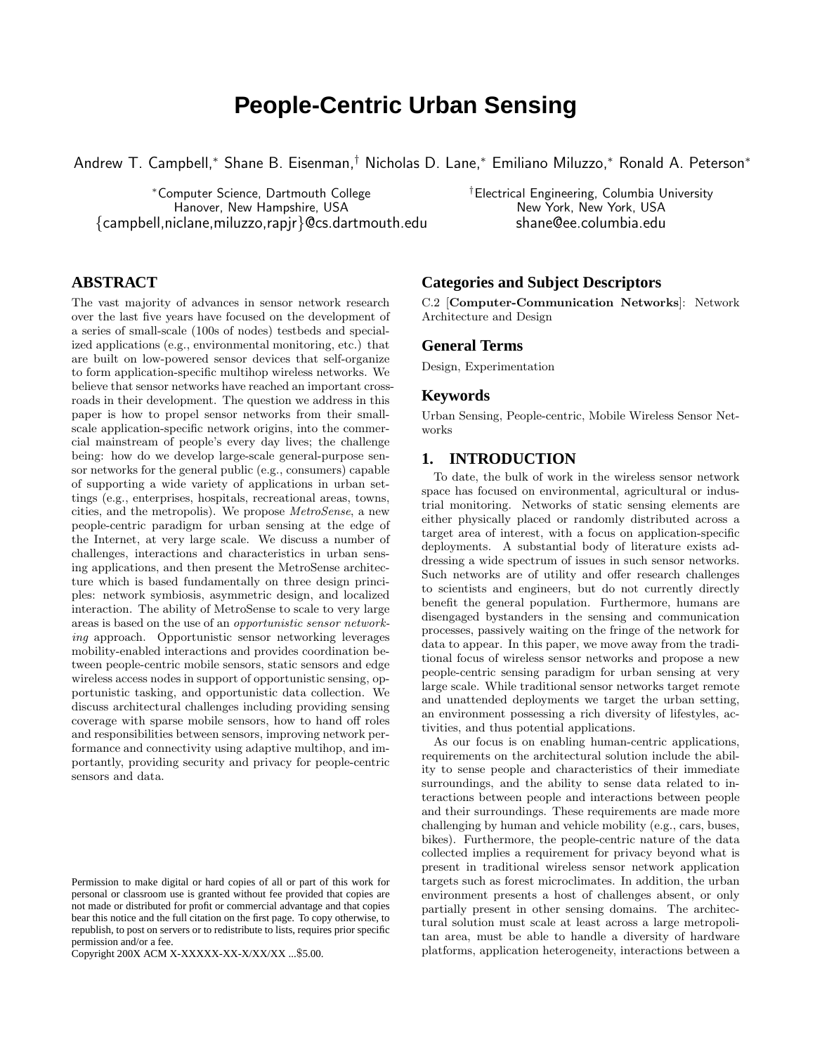# People-Centric Urban Sensing

Andrew T. Campbell,* Shane B. Eisenman,† Nicholas D. Lane,* Emiliano Miluzzo,* Ronald A. Peterson*

*Computer Science, Dartmouth College
Hanover, New Hampshire, USA
{campbell,niclane,miluzzo,rapjr}@cs.dartmouth.edu

†Electrical Engineering, Columbia University
New York, New York, USA
shane@ee.columbia.edu

## ABSTRACT

The vast majority of advances in sensor network research over the last five years have focused on the development of a series of small-scale (100s of nodes) testbeds and specialized applications (e.g., environmental monitoring, etc.) that are built on low-powered sensor devices that self-organize to form application-specific multihop wireless networks. We believe that sensor networks have reached an important crossroads in their development. The question we address in this paper is how to propel sensor networks from their small-scale application-specific network origins, into the commercial mainstream of people's every day lives; the challenge being: how do we develop large-scale general-purpose sensor networks for the general public (e.g., consumers) capable of supporting a wide variety of applications in urban settings (e.g., enterprises, hospitals, recreational areas, towns, cities, and the metropolis). We propose *MetroSense*, a new people-centric paradigm for urban sensing at the edge of the Internet, at very large scale. We discuss a number of challenges, interactions and characteristics in urban sensing applications, and then present the MetroSense architecture which is based fundamentally on three design principles: network symbiosis, asymmetric design, and localized interaction. The ability of MetroSense to scale to very large areas is based on the use of an *opportunistic sensor networking* approach. Opportunistic sensor networking leverages mobility-enabled interactions and provides coordination between people-centric mobile sensors, static sensors and edge wireless access nodes in support of opportunistic sensing, opportunistic tasking, and opportunistic data collection. We discuss architectural challenges including providing sensing coverage with sparse mobile sensors, how to hand off roles and responsibilities between sensors, improving network performance and connectivity using adaptive multihop, and importantly, providing security and privacy for people-centric sensors and data.

Permission to make digital or hard copies of all or part of this work for personal or classroom use is granted without fee provided that copies are not made or distributed for profit or commercial advantage and that copies bear this notice and the full citation on the first page. To copy otherwise, to republish, to post on servers or to redistribute to lists, requires prior specific permission and/or a fee.
Copyright 200X ACM X-XXXXX-XX-X/XX/XX ...$5.00.

## Categories and Subject Descriptors

C.2 [**Computer-Communication Networks**]: Network Architecture and Design

## General Terms

Design, Experimentation

## Keywords

Urban Sensing, People-centric, Mobile Wireless Sensor Networks

## 1. INTRODUCTION

To date, the bulk of work in the wireless sensor network space has focused on environmental, agricultural or industrial monitoring. Networks of static sensing elements are either physically placed or randomly distributed across a target area of interest, with a focus on application-specific deployments. A substantial body of literature exists addressing a wide spectrum of issues in such sensor networks. Such networks are of utility and offer research challenges to scientists and engineers, but do not currently directly benefit the general population. Furthermore, humans are disengaged bystanders in the sensing and communication processes, passively waiting on the fringe of the network for data to appear. In this paper, we move away from the traditional focus of wireless sensor networks and propose a new people-centric sensing paradigm for urban sensing at very large scale. While traditional sensor networks target remote and unattended deployments we target the urban setting, an environment possessing a rich diversity of lifestyles, activities, and thus potential applications.

As our focus is on enabling human-centric applications, requirements on the architectural solution include the ability to sense people and characteristics of their immediate surroundings, and the ability to sense data related to interactions between people and interactions between people and their surroundings. These requirements are made more challenging by human and vehicle mobility (e.g., cars, buses, bikes). Furthermore, the people-centric nature of the data collected implies a requirement for privacy beyond what is present in traditional wireless sensor network application targets such as forest microclimates. In addition, the urban environment presents a host of challenges absent, or only partially present in other sensing domains. The architectural solution must scale at least across a large metropolitan area, must be able to handle a diversity of hardware platforms, application heterogeneity, interactions between a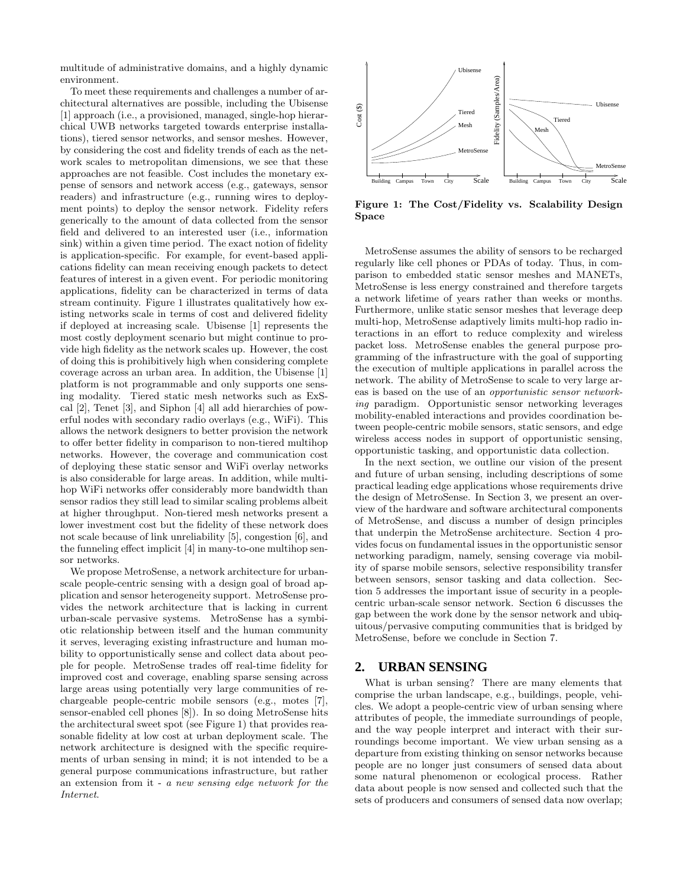multitude of administrative domains, and a highly dynamic environment.

To meet these requirements and challenges a number of architectural alternatives are possible, including the Ubisense [1] approach (i.e., a provisioned, managed, single-hop hierarchical UWB networks targeted towards enterprise installations), tiered sensor networks, and sensor meshes. However, by considering the cost and fidelity trends of each as the network scales to metropolitan dimensions, we see that these approaches are not feasible. Cost includes the monetary expense of sensors and network access (e.g., gateways, sensor readers) and infrastructure (e.g., running wires to deployment points) to deploy the sensor network. Fidelity refers generically to the amount of data collected from the sensor field and delivered to an interested user (i.e., information sink) within a given time period. The exact notion of fidelity is application-specific. For example, for event-based applications fidelity can mean receiving enough packets to detect features of interest in a given event. For periodic monitoring applications, fidelity can be characterized in terms of data stream continuity. Figure 1 illustrates qualitatively how existing networks scale in terms of cost and delivered fidelity if deployed at increasing scale. Ubisense [1] represents the most costly deployment scenario but might continue to provide high fidelity as the network scales up. However, the cost of doing this is prohibitively high when considering complete coverage across an urban area. In addition, the Ubisense [1] platform is not programmable and only supports one sensing modality. Tiered static mesh networks such as ExScal [2], Tenet [3], and Siphon [4] all add hierarchies of powerful nodes with secondary radio overlays (e.g., WiFi). This allows the network designers to better provision the network to offer better fidelity in comparison to non-tiered multihop networks. However, the coverage and communication cost of deploying these static sensor and WiFi overlay networks is also considerable for large areas. In addition, while multihop WiFi networks offer considerably more bandwidth than sensor radios they still lead to similar scaling problems albeit at higher throughput. Non-tiered mesh networks present a lower investment cost but the fidelity of these network does not scale because of link unreliability [5], congestion [6], and the funneling effect implicit [4] in many-to-one multihop sensor networks.

We propose MetroSense, a network architecture for urban-scale people-centric sensing with a design goal of broad application and sensor heterogeneity support. MetroSense provides the network architecture that is lacking in current urban-scale pervasive systems. MetroSense has a symbiotic relationship between itself and the human community it serves, leveraging existing infrastructure and human mobility to opportunistically sense and collect data about people for people. MetroSense trades off real-time fidelity for improved cost and coverage, enabling sparse sensing across large areas using potentially very large communities of rechargeable people-centric mobile sensors (e.g., motes [7], sensor-enabled cell phones [8]). In so doing MetroSense hits the architectural sweet spot (see Figure 1) that provides reasonable fidelity at low cost at urban deployment scale. The network architecture is designed with the specific requirements of urban sensing in mind; it is not intended to be a general purpose communications infrastructure, but rather an extension from it - *a new sensing edge network for the Internet*.

**Figure 1: The Cost/Fidelity vs. Scalability Design Space**

MetroSense assumes the ability of sensors to be recharged regularly like cell phones or PDAs of today. Thus, in comparison to embedded static sensor meshes and MANETs, MetroSense is less energy constrained and therefore targets a network lifetime of years rather than weeks or months. Furthermore, unlike static sensor meshes that leverage deep multi-hop, MetroSense adaptively limits multi-hop radio interactions in an effort to reduce complexity and wireless packet loss. MetroSense enables the general purpose programming of the infrastructure with the goal of supporting the execution of multiple applications in parallel across the network. The ability of MetroSense to scale to very large areas is based on the use of an *opportunistic sensor networking* paradigm. Opportunistic sensor networking leverages mobility-enabled interactions and provides coordination between people-centric mobile sensors, static sensors, and edge wireless access nodes in support of opportunistic sensing, opportunistic tasking, and opportunistic data collection.

In the next section, we outline our vision of the present and future of urban sensing, including descriptions of some practical leading edge applications whose requirements drive the design of MetroSense. In Section 3, we present an overview of the hardware and software architectural components of MetroSense, and discuss a number of design principles that underpin the MetroSense architecture. Section 4 provides focus on fundamental issues in the opportunistic sensor networking paradigm, namely, sensing coverage via mobility of sparse mobile sensors, selective responsibility transfer between sensors, sensor tasking and data collection. Section 5 addresses the important issue of security in a people-centric urban-scale sensor network. Section 6 discusses the gap between the work done by the sensor network and ubiquitous/pervasive computing communities that is bridged by MetroSense, before we conclude in Section 7.

## 2. URBAN SENSING

What is urban sensing? There are many elements that comprise the urban landscape, e.g., buildings, people, vehicles. We adopt a people-centric view of urban sensing where attributes of people, the immediate surroundings of people, and the way people interpret and interact with their surroundings become important. We view urban sensing as a departure from existing thinking on sensor networks because people are no longer just consumers of sensed data about some natural phenomenon or ecological process. Rather data about people is now sensed and collected such that the sets of producers and consumers of sensed data now overlap;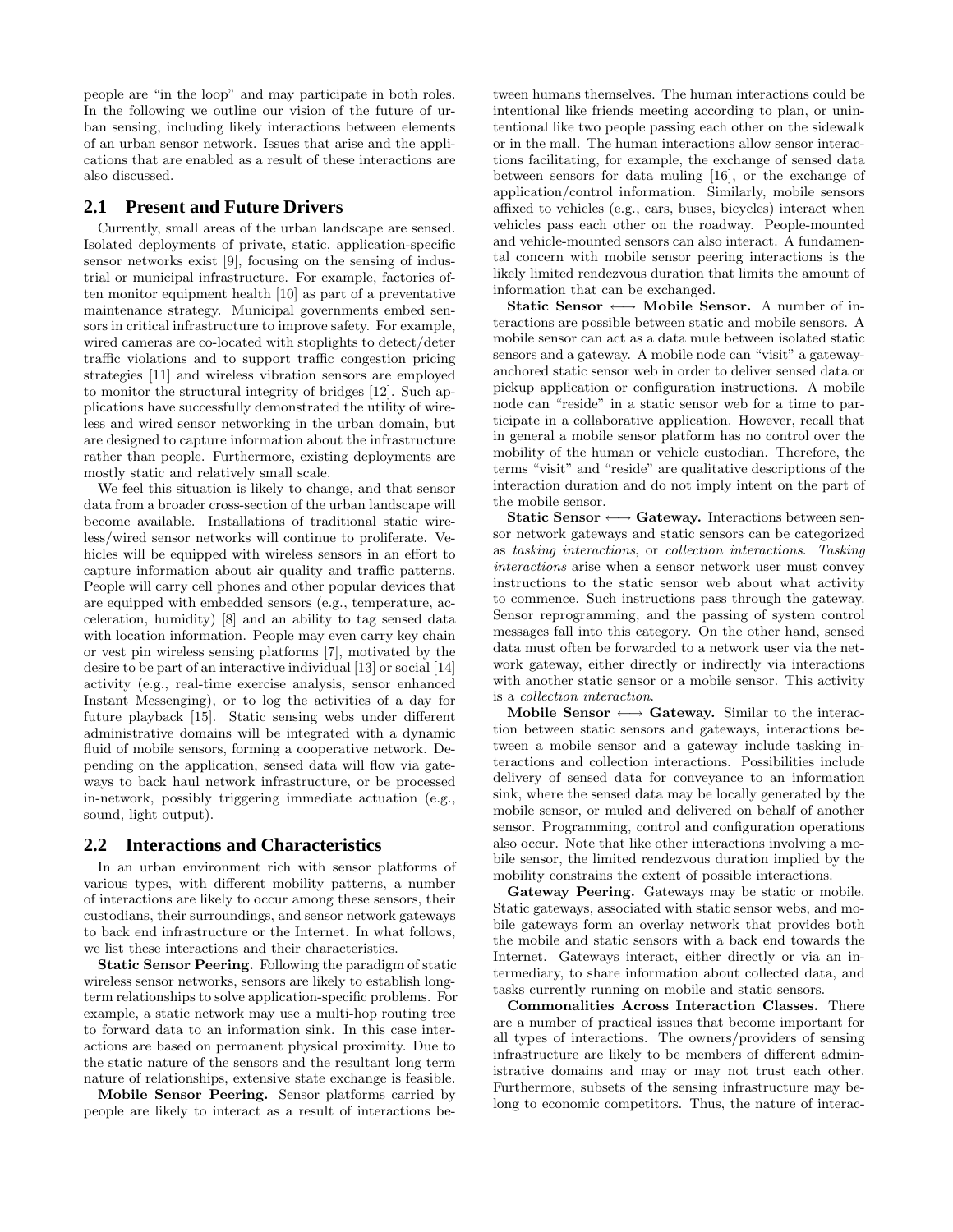people are "in the loop" and may participate in both roles. In the following we outline our vision of the future of urban sensing, including likely interactions between elements of an urban sensor network. Issues that arise and the applications that are enabled as a result of these interactions are also discussed.

## 2.1 Present and Future Drivers

Currently, small areas of the urban landscape are sensed. Isolated deployments of private, static, application-specific sensor networks exist [9], focusing on the sensing of industrial or municipal infrastructure. For example, factories often monitor equipment health [10] as part of a preventative maintenance strategy. Municipal governments embed sensors in critical infrastructure to improve safety. For example, wired cameras are co-located with stoplights to detect/deter traffic violations and to support traffic congestion pricing strategies [11] and wireless vibration sensors are employed to monitor the structural integrity of bridges [12]. Such applications have successfully demonstrated the utility of wireless and wired sensor networking in the urban domain, but are designed to capture information about the infrastructure rather than people. Furthermore, existing deployments are mostly static and relatively small scale.

We feel this situation is likely to change, and that sensor data from a broader cross-section of the urban landscape will become available. Installations of traditional static wireless/wired sensor networks will continue to proliferate. Vehicles will be equipped with wireless sensors in an effort to capture information about air quality and traffic patterns. People will carry cell phones and other popular devices that are equipped with embedded sensors (e.g., temperature, acceleration, humidity) [8] and an ability to tag sensed data with location information. People may even carry key chain or vest pin wireless sensing platforms [7], motivated by the desire to be part of an interactive individual [13] or social [14] activity (e.g., real-time exercise analysis, sensor enhanced Instant Messenging), or to log the activities of a day for future playback [15]. Static sensing webs under different administrative domains will be integrated with a dynamic fluid of mobile sensors, forming a cooperative network. Depending on the application, sensed data will flow via gateways to back haul network infrastructure, or be processed in-network, possibly triggering immediate actuation (e.g., sound, light output).

## 2.2 Interactions and Characteristics

In an urban environment rich with sensor platforms of various types, with different mobility patterns, a number of interactions are likely to occur among these sensors, their custodians, their surroundings, and sensor network gateways to back end infrastructure or the Internet. In what follows, we list these interactions and their characteristics.

**Static Sensor Peering.** Following the paradigm of static wireless sensor networks, sensors are likely to establish long-term relationships to solve application-specific problems. For example, a static network may use a multi-hop routing tree to forward data to an information sink. In this case interactions are based on permanent physical proximity. Due to the static nature of the sensors and the resultant long term nature of relationships, extensive state exchange is feasible.

**Mobile Sensor Peering.** Sensor platforms carried by people are likely to interact as a result of interactions between humans themselves. The human interactions could be intentional like friends meeting according to plan, or unintentional like two people passing each other on the sidewalk or in the mall. The human interactions allow sensor interactions facilitating, for example, the exchange of sensed data between sensors for data muling [16], or the exchange of application/control information. Similarly, mobile sensors affixed to vehicles (e.g., cars, buses, bicycles) interact when vehicles pass each other on the roadway. People-mounted and vehicle-mounted sensors can also interact. A fundamental concern with mobile sensor peering interactions is the likely limited rendezvous duration that limits the amount of information that can be exchanged.

**Static Sensor ⟷ Mobile Sensor.** A number of interactions are possible between static and mobile sensors. A mobile sensor can act as a data mule between isolated static sensors and a gateway. A mobile node can "visit" a gateway-anchored static sensor web in order to deliver sensed data or pickup application or configuration instructions. A mobile node can "reside" in a static sensor web for a time to participate in a collaborative application. However, recall that in general a mobile sensor platform has no control over the mobility of the human or vehicle custodian. Therefore, the terms "visit" and "reside" are qualitative descriptions of the interaction duration and do not imply intent on the part of the mobile sensor.

**Static Sensor ⟷ Gateway.** Interactions between sensor network gateways and static sensors can be categorized as *tasking interactions*, or *collection interactions*. *Tasking interactions* arise when a sensor network user must convey instructions to the static sensor web about what activity to commence. Such instructions pass through the gateway. Sensor reprogramming, and the passing of system control messages fall into this category. On the other hand, sensed data must often be forwarded to a network user via the network gateway, either directly or indirectly via interactions with another static sensor or a mobile sensor. This activity is a *collection interaction*.

**Mobile Sensor ⟷ Gateway.** Similar to the interaction between static sensors and gateways, interactions between a mobile sensor and a gateway include tasking interactions and collection interactions. Possibilities include delivery of sensed data for conveyance to an information sink, where the sensed data may be locally generated by the mobile sensor, or muled and delivered on behalf of another sensor. Programming, control and configuration operations also occur. Note that like other interactions involving a mobile sensor, the limited rendezvous duration implied by the mobility constrains the extent of possible interactions.

**Gateway Peering.** Gateways may be static or mobile. Static gateways, associated with static sensor webs, and mobile gateways form an overlay network that provides both the mobile and static sensors with a back end towards the Internet. Gateways interact, either directly or via an intermediary, to share information about collected data, and tasks currently running on mobile and static sensors.

**Commonalities Across Interaction Classes.** There are a number of practical issues that become important for all types of interactions. The owners/providers of sensing infrastructure are likely to be members of different administrative domains and may or may not trust each other. Furthermore, subsets of the sensing infrastructure may belong to economic competitors. Thus, the nature of interac-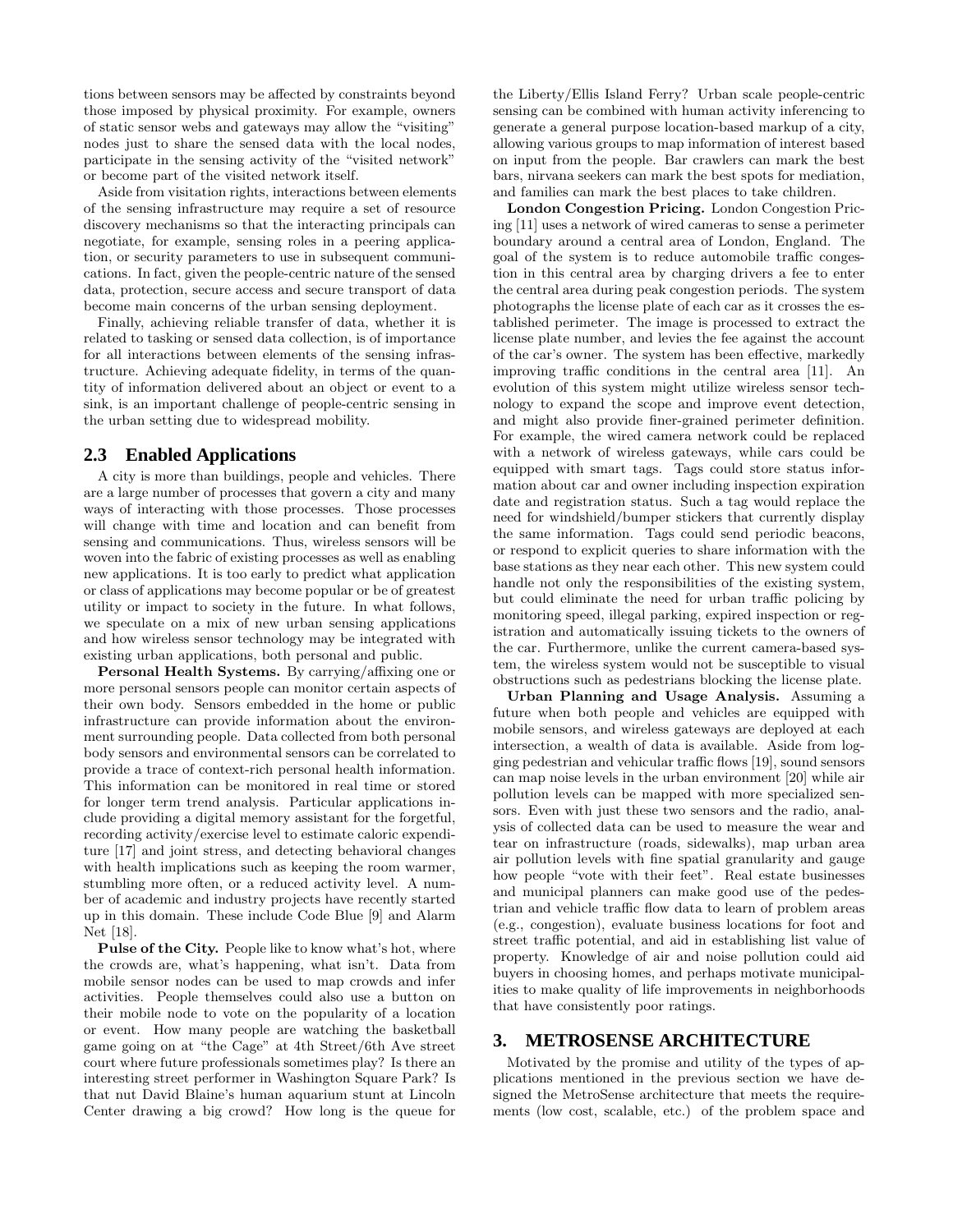tions between sensors may be affected by constraints beyond those imposed by physical proximity. For example, owners of static sensor webs and gateways may allow the "visiting" nodes just to share the sensed data with the local nodes, participate in the sensing activity of the "visited network" or become part of the visited network itself.

Aside from visitation rights, interactions between elements of the sensing infrastructure may require a set of resource discovery mechanisms so that the interacting principals can negotiate, for example, sensing roles in a peering application, or security parameters to use in subsequent communications. In fact, given the people-centric nature of the sensed data, protection, secure access and secure transport of data become main concerns of the urban sensing deployment.

Finally, achieving reliable transfer of data, whether it is related to tasking or sensed data collection, is of importance for all interactions between elements of the sensing infrastructure. Achieving adequate fidelity, in terms of the quantity of information delivered about an object or event to a sink, is an important challenge of people-centric sensing in the urban setting due to widespread mobility.

## 2.3 Enabled Applications

A city is more than buildings, people and vehicles. There are a large number of processes that govern a city and many ways of interacting with those processes. Those processes will change with time and location and can benefit from sensing and communications. Thus, wireless sensors will be woven into the fabric of existing processes as well as enabling new applications. It is too early to predict what application or class of applications may become popular or be of greatest utility or impact to society in the future. In what follows, we speculate on a mix of new urban sensing applications and how wireless sensor technology may be integrated with existing urban applications, both personal and public.

**Personal Health Systems.** By carrying/affixing one or more personal sensors people can monitor certain aspects of their own body. Sensors embedded in the home or public infrastructure can provide information about the environment surrounding people. Data collected from both personal body sensors and environmental sensors can be correlated to provide a trace of context-rich personal health information. This information can be monitored in real time or stored for longer term trend analysis. Particular applications include providing a digital memory assistant for the forgetful, recording activity/exercise level to estimate caloric expenditure [17] and joint stress, and detecting behavioral changes with health implications such as keeping the room warmer, stumbling more often, or a reduced activity level. A number of academic and industry projects have recently started up in this domain. These include Code Blue [9] and Alarm Net [18].

**Pulse of the City.** People like to know what's hot, where the crowds are, what's happening, what isn't. Data from mobile sensor nodes can be used to map crowds and infer activities. People themselves could also use a button on their mobile node to vote on the popularity of a location or event. How many people are watching the basketball game going on at "the Cage" at 4th Street/6th Ave street court where future professionals sometimes play? Is there an interesting street performer in Washington Square Park? Is that nut David Blaine's human aquarium stunt at Lincoln Center drawing a big crowd? How long is the queue for the Liberty/Ellis Island Ferry? Urban scale people-centric sensing can be combined with human activity inferencing to generate a general purpose location-based markup of a city, allowing various groups to map information of interest based on input from the people. Bar crawlers can mark the best bars, nirvana seekers can mark the best spots for mediation, and families can mark the best places to take children.

**London Congestion Pricing.** London Congestion Pricing [11] uses a network of wired cameras to sense a perimeter boundary around a central area of London, England. The goal of the system is to reduce automobile traffic congestion in this central area by charging drivers a fee to enter the central area during peak congestion periods. The system photographs the license plate of each car as it crosses the established perimeter. The image is processed to extract the license plate number, and levies the fee against the account of the car's owner. The system has been effective, markedly improving traffic conditions in the central area [11]. An evolution of this system might utilize wireless sensor technology to expand the scope and improve event detection, and might also provide finer-grained perimeter definition. For example, the wired camera network could be replaced with a network of wireless gateways, while cars could be equipped with smart tags. Tags could store status information about car and owner including inspection expiration date and registration status. Such a tag would replace the need for windshield/bumper stickers that currently display the same information. Tags could send periodic beacons, or respond to explicit queries to share information with the base stations as they near each other. This new system could handle not only the responsibilities of the existing system, but could eliminate the need for urban traffic policing by monitoring speed, illegal parking, expired inspection or registration and automatically issuing tickets to the owners of the car. Furthermore, unlike the current camera-based system, the wireless system would not be susceptible to visual obstructions such as pedestrians blocking the license plate.

**Urban Planning and Usage Analysis.** Assuming a future when both people and vehicles are equipped with mobile sensors, and wireless gateways are deployed at each intersection, a wealth of data is available. Aside from logging pedestrian and vehicular traffic flows [19], sound sensors can map noise levels in the urban environment [20] while air pollution levels can be mapped with more specialized sensors. Even with just these two sensors and the radio, analysis of collected data can be used to measure the wear and tear on infrastructure (roads, sidewalks), map urban area air pollution levels with fine spatial granularity and gauge how people "vote with their feet". Real estate businesses and municipal planners can make good use of the pedestrian and vehicle traffic flow data to learn of problem areas (e.g., congestion), evaluate business locations for foot and street traffic potential, and aid in establishing list value of property. Knowledge of air and noise pollution could aid buyers in choosing homes, and perhaps motivate municipalities to make quality of life improvements in neighborhoods that have consistently poor ratings.

# 3. METROSENSE ARCHITECTURE

Motivated by the promise and utility of the types of applications mentioned in the previous section we have designed the MetroSense architecture that meets the requirements (low cost, scalable, etc.) of the problem space and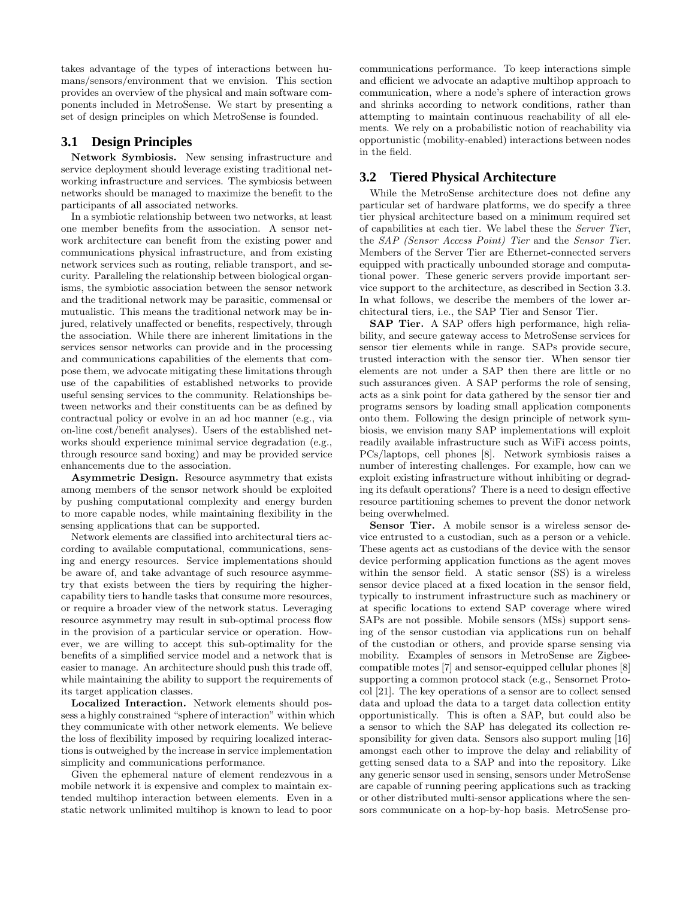takes advantage of the types of interactions between humans/sensors/environment that we envision. This section provides an overview of the physical and main software components included in MetroSense. We start by presenting a set of design principles on which MetroSense is founded.

## 3.1 Design Principles

**Network Symbiosis.** New sensing infrastructure and service deployment should leverage existing traditional networking infrastructure and services. The symbiosis between networks should be managed to maximize the benefit to the participants of all associated networks.

In a symbiotic relationship between two networks, at least one member benefits from the association. A sensor network architecture can benefit from the existing power and communications physical infrastructure, and from existing network services such as routing, reliable transport, and security. Paralleling the relationship between biological organisms, the symbiotic association between the sensor network and the traditional network may be parasitic, commensal or mutualistic. This means the traditional network may be injured, relatively unaffected or benefits, respectively, through the association. While there are inherent limitations in the services sensor networks can provide and in the processing and communications capabilities of the elements that compose them, we advocate mitigating these limitations through use of the capabilities of established networks to provide useful sensing services to the community. Relationships between networks and their constituents can be as defined by contractual policy or evolve in an ad hoc manner (e.g., via on-line cost/benefit analyses). Users of the established networks should experience minimal service degradation (e.g., through resource sand boxing) and may be provided service enhancements due to the association.

**Asymmetric Design.** Resource asymmetry that exists among members of the sensor network should be exploited by pushing computational complexity and energy burden to more capable nodes, while maintaining flexibility in the sensing applications that can be supported.

Network elements are classified into architectural tiers according to available computational, communications, sensing and energy resources. Service implementations should be aware of, and take advantage of such resource asymmetry that exists between the tiers by requiring the higher-capability tiers to handle tasks that consume more resources, or require a broader view of the network status. Leveraging resource asymmetry may result in sub-optimal process flow in the provision of a particular service or operation. However, we are willing to accept this sub-optimality for the benefits of a simplified service model and a network that is easier to manage. An architecture should push this trade off, while maintaining the ability to support the requirements of its target application classes.

**Localized Interaction.** Network elements should possess a highly constrained "sphere of interaction" within which they communicate with other network elements. We believe the loss of flexibility imposed by requiring localized interactions is outweighed by the increase in service implementation simplicity and communications performance.

Given the ephemeral nature of element rendezvous in a mobile network it is expensive and complex to maintain extended multihop interaction between elements. Even in a static network unlimited multihop is known to lead to poor communications performance. To keep interactions simple and efficient we advocate an adaptive multihop approach to communication, where a node's sphere of interaction grows and shrinks according to network conditions, rather than attempting to maintain continuous reachability of all elements. We rely on a probabilistic notion of reachability via opportunistic (mobility-enabled) interactions between nodes in the field.

## 3.2 Tiered Physical Architecture

While the MetroSense architecture does not define any particular set of hardware platforms, we do specify a three tier physical architecture based on a minimum required set of capabilities at each tier. We label these the *Server Tier*, the *SAP (Sensor Access Point) Tier* and the *Sensor Tier*. Members of the Server Tier are Ethernet-connected servers equipped with practically unbounded storage and computational power. These generic servers provide important service support to the architecture, as described in Section 3.3. In what follows, we describe the members of the lower architectural tiers, i.e., the SAP Tier and Sensor Tier.

**SAP Tier.** A SAP offers high performance, high reliability, and secure gateway access to MetroSense services for sensor tier elements while in range. SAPs provide secure, trusted interaction with the sensor tier. When sensor tier elements are not under a SAP then there are little or no such assurances given. A SAP performs the role of sensing, acts as a sink point for data gathered by the sensor tier and programs sensors by loading small application components onto them. Following the design principle of network symbiosis, we envision many SAP implementations will exploit readily available infrastructure such as WiFi access points, PCs/laptops, cell phones [8]. Network symbiosis raises a number of interesting challenges. For example, how can we exploit existing infrastructure without inhibiting or degrading its default operations? There is a need to design effective resource partitioning schemes to prevent the donor network being overwhelmed.

**Sensor Tier.** A mobile sensor is a wireless sensor device entrusted to a custodian, such as a person or a vehicle. These agents act as custodians of the device with the sensor device performing application functions as the agent moves within the sensor field. A static sensor (SS) is a wireless sensor device placed at a fixed location in the sensor field, typically to instrument infrastructure such as machinery or at specific locations to extend SAP coverage where wired SAPs are not possible. Mobile sensors (MSs) support sensing of the sensor custodian via applications run on behalf of the custodian or others, and provide sparse sensing via mobility. Examples of sensors in MetroSense are Zigbee-compatible motes [7] and sensor-equipped cellular phones [8] supporting a common protocol stack (e.g., Sensornet Protocol [21]. The key operations of a sensor are to collect sensed data and upload the data to a target data collection entity opportunistically. This is often a SAP, but could also be a sensor to which the SAP has delegated its collection responsibility for given data. Sensors also support muling [16] amongst each other to improve the delay and reliability of getting sensed data to a SAP and into the repository. Like any generic sensor used in sensing, sensors under MetroSense are capable of running peering applications such as tracking or other distributed multi-sensor applications where the sensors communicate on a hop-by-hop basis. MetroSense pro-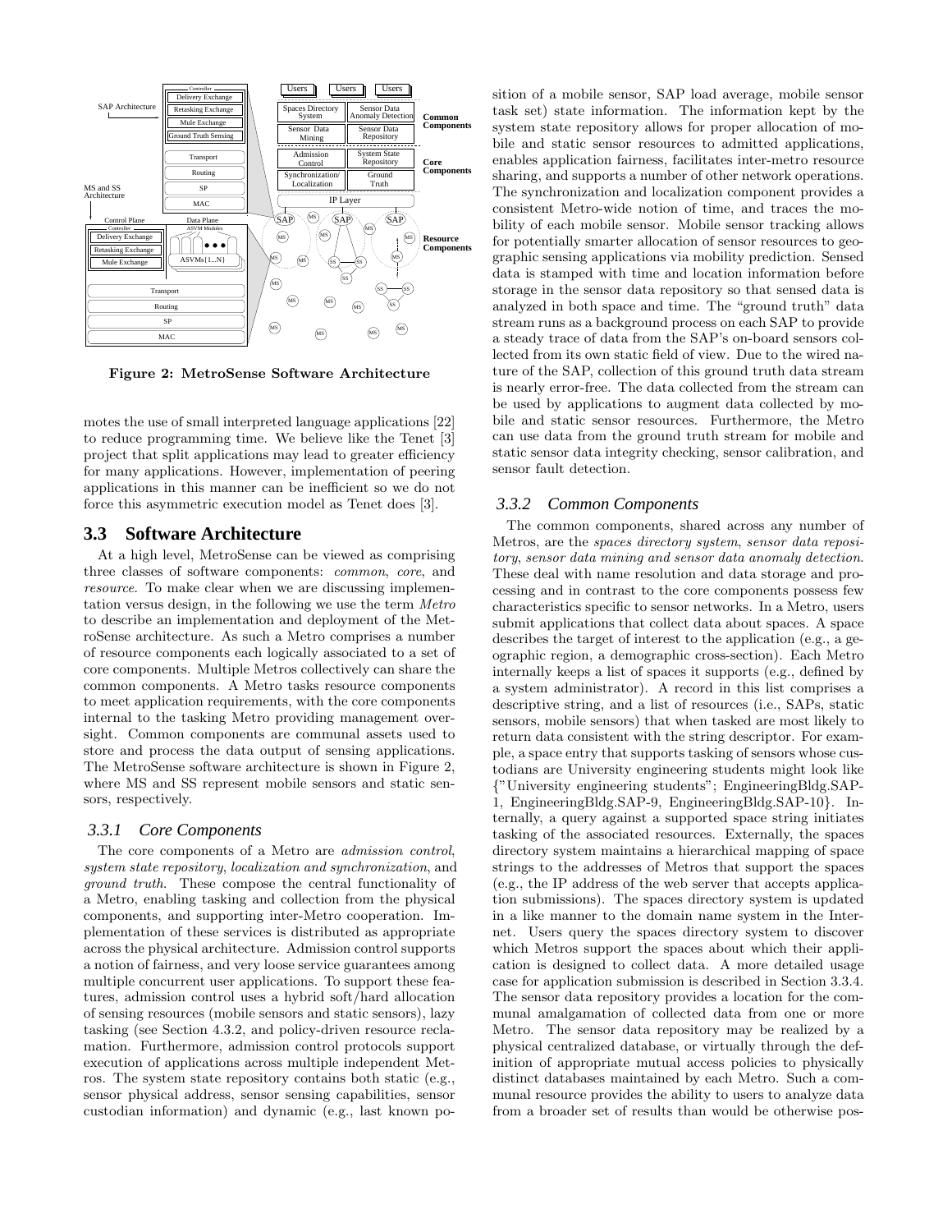**Figure 2: MetroSense Software Architecture**

motes the use of small interpreted language applications [22] to reduce programming time. We believe like the Tenet [3] project that split applications may lead to greater efficiency for many applications. However, implementation of peering applications in this manner can be inefficient so we do not force this asymmetric execution model as Tenet does [3].

## 3.3 Software Architecture

At a high level, MetroSense can be viewed as comprising three classes of software components: *common*, *core*, and *resource*. To make clear when we are discussing implementation versus design, in the following we use the term *Metro* to describe an implementation and deployment of the MetroSense architecture. As such a Metro comprises a number of resource components each logically associated to a set of core components. Multiple Metros collectively can share the common components. A Metro tasks resource components to meet application requirements, with the core components internal to the tasking Metro providing management oversight. Common components are communal assets used to store and process the data output of sensing applications. The MetroSense software architecture is shown in Figure 2, where MS and SS represent mobile sensors and static sensors, respectively.

### 3.3.1 Core Components

The core components of a Metro are *admission control*, *system state repository*, *localization and synchronization*, and *ground truth*. These compose the central functionality of a Metro, enabling tasking and collection from the physical components, and supporting inter-Metro cooperation. Implementation of these services is distributed as appropriate across the physical architecture. Admission control supports a notion of fairness, and very loose service guarantees among multiple concurrent user applications. To support these features, admission control uses a hybrid soft/hard allocation of sensing resources (mobile sensors and static sensors), lazy tasking (see Section 4.3.2, and policy-driven resource reclamation. Furthermore, admission control protocols support execution of applications across multiple independent Metros. The system state repository contains both static (e.g., sensor physical address, sensor sensing capabilities, sensor custodian information) and dynamic (e.g., last known position of a mobile sensor, SAP load average, mobile sensor task set) state information. The information kept by the system state repository allows for proper allocation of mobile and static sensor resources to admitted applications, enables application fairness, facilitates inter-metro resource sharing, and supports a number of other network operations. The synchronization and localization component provides a consistent Metro-wide notion of time, and traces the mobility of each mobile sensor. Mobile sensor tracking allows for potentially smarter allocation of sensor resources to geographic sensing applications via mobility prediction. Sensed data is stamped with time and location information before storage in the sensor data repository so that sensed data is analyzed in both space and time. The "ground truth" data stream runs as a background process on each SAP to provide a steady trace of data from the SAP's on-board sensors collected from its own static field of view. Due to the wired nature of the SAP, collection of this ground truth data stream is nearly error-free. The data collected from the stream can be used by applications to augment data collected by mobile and static sensor resources. Furthermore, the Metro can use data from the ground truth stream for mobile and static sensor data integrity checking, sensor calibration, and sensor fault detection.

### 3.3.2 Common Components

The common components, shared across any number of Metros, are the *spaces directory system*, *sensor data repository*, *sensor data mining and sensor data anomaly detection*. These deal with name resolution and data storage and processing and in contrast to the core components possess few characteristics specific to sensor networks. In a Metro, users submit applications that collect data about spaces. A space describes the target of interest to the application (e.g., a geographic region, a demographic cross-section). Each Metro internally keeps a list of spaces it supports (e.g., defined by a system administrator). A record in this list comprises a descriptive string, and a list of resources (i.e., SAPs, static sensors, mobile sensors) that when tasked are most likely to return data consistent with the string descriptor. For example, a space entry that supports tasking of sensors whose custodians are University engineering students might look like {"University engineering students"; EngineeringBldg.SAP-1, EngineeringBldg.SAP-9, EngineeringBldg.SAP-10}. Internally, a query against a supported space string initiates tasking of the associated resources. Externally, the spaces directory system maintains a hierarchical mapping of space strings to the addresses of Metros that support the spaces (e.g., the IP address of the web server that accepts application submissions). The spaces directory system is updated in a like manner to the domain name system in the Internet. Users query the spaces directory system to discover which Metros support the spaces about which their application is designed to collect data. A more detailed usage case for application submission is described in Section 3.3.4. The sensor data repository provides a location for the communal amalgamation of collected data from one or more Metro. The sensor data repository may be realized by a physical centralized database, or virtually through the definition of appropriate mutual access policies to physically distinct databases maintained by each Metro. Such a communal resource provides the ability to users to analyze data from a broader set of results than would be otherwise pos-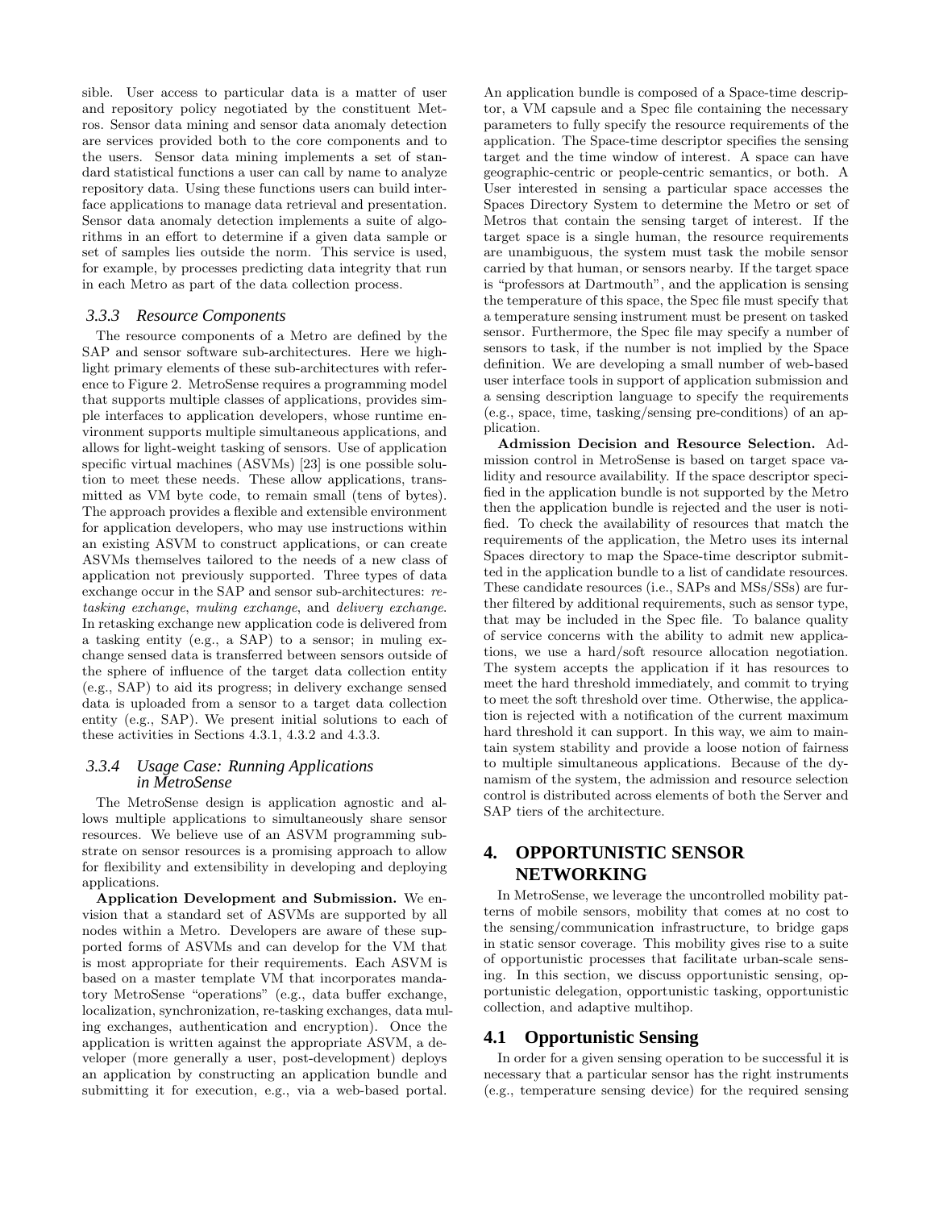sible. User access to particular data is a matter of user and repository policy negotiated by the constituent Metros. Sensor data mining and sensor data anomaly detection are services provided both to the core components and to the users. Sensor data mining implements a set of standard statistical functions a user can call by name to analyze repository data. Using these functions users can build interface applications to manage data retrieval and presentation. Sensor data anomaly detection implements a suite of algorithms in an effort to determine if a given data sample or set of samples lies outside the norm. This service is used, for example, by processes predicting data integrity that run in each Metro as part of the data collection process.

### 3.3.3 Resource Components

The resource components of a Metro are defined by the SAP and sensor software sub-architectures. Here we highlight primary elements of these sub-architectures with reference to Figure 2. MetroSense requires a programming model that supports multiple classes of applications, provides simple interfaces to application developers, whose runtime environment supports multiple simultaneous applications, and allows for light-weight tasking of sensors. Use of application specific virtual machines (ASVMs) [23] is one possible solution to meet these needs. These allow applications, transmitted as VM byte code, to remain small (tens of bytes). The approach provides a flexible and extensible environment for application developers, who may use instructions within an existing ASVM to construct applications, or can create ASVMs themselves tailored to the needs of a new class of application not previously supported. Three types of data exchange occur in the SAP and sensor sub-architectures: *retasking exchange*, *muling exchange*, and *delivery exchange*. In retasking exchange new application code is delivered from a tasking entity (e.g., a SAP) to a sensor; in muling exchange sensed data is transferred between sensors outside of the sphere of influence of the target data collection entity (e.g., SAP) to aid its progress; in delivery exchange sensed data is uploaded from a sensor to a target data collection entity (e.g., SAP). We present initial solutions to each of these activities in Sections 4.3.1, 4.3.2 and 4.3.3.

### 3.3.4 Usage Case: Running Applications in MetroSense

The MetroSense design is application agnostic and allows multiple applications to simultaneously share sensor resources. We believe use of an ASVM programming substrate on sensor resources is a promising approach to allow for flexibility and extensibility in developing and deploying applications.

**Application Development and Submission.** We envision that a standard set of ASVMs are supported by all nodes within a Metro. Developers are aware of these supported forms of ASVMs and can develop for the VM that is most appropriate for their requirements. Each ASVM is based on a master template VM that incorporates mandatory MetroSense "operations" (e.g., data buffer exchange, localization, synchronization, re-tasking exchanges, data muling exchanges, authentication and encryption). Once the application is written against the appropriate ASVM, a developer (more generally a user, post-development) deploys an application by constructing an application bundle and submitting it for execution, e.g., via a web-based portal. An application bundle is composed of a Space-time descriptor, a VM capsule and a Spec file containing the necessary parameters to fully specify the resource requirements of the application. The Space-time descriptor specifies the sensing target and the time window of interest. A space can have geographic-centric or people-centric semantics, or both. A User interested in sensing a particular space accesses the Spaces Directory System to determine the Metro or set of Metros that contain the sensing target of interest. If the target space is a single human, the resource requirements are unambiguous, the system must task the mobile sensor carried by that human, or sensors nearby. If the target space is "professors at Dartmouth", and the application is sensing the temperature of this space, the Spec file must specify that a temperature sensing instrument must be present on tasked sensor. Furthermore, the Spec file may specify a number of sensors to task, if the number is not implied by the Space definition. We are developing a small number of web-based user interface tools in support of application submission and a sensing description language to specify the requirements (e.g., space, time, tasking/sensing pre-conditions) of an application.

**Admission Decision and Resource Selection.** Admission control in MetroSense is based on target space validity and resource availability. If the space descriptor specified in the application bundle is not supported by the Metro then the application bundle is rejected and the user is notified. To check the availability of resources that match the requirements of the application, the Metro uses its internal Spaces directory to map the Space-time descriptor submitted in the application bundle to a list of candidate resources. These candidate resources (i.e., SAPs and MSs/SSs) are further filtered by additional requirements, such as sensor type, that may be included in the Spec file. To balance quality of service concerns with the ability to admit new applications, we use a hard/soft resource allocation negotiation. The system accepts the application if it has resources to meet the hard threshold immediately, and commit to trying to meet the soft threshold over time. Otherwise, the application is rejected with a notification of the current maximum hard threshold it can support. In this way, we aim to maintain system stability and provide a loose notion of fairness to multiple simultaneous applications. Because of the dynamism of the system, the admission and resource selection control is distributed across elements of both the Server and SAP tiers of the architecture.

## 4. OPPORTUNISTIC SENSOR NETWORKING

In MetroSense, we leverage the uncontrolled mobility patterns of mobile sensors, mobility that comes at no cost to the sensing/communication infrastructure, to bridge gaps in static sensor coverage. This mobility gives rise to a suite of opportunistic processes that facilitate urban-scale sensing. In this section, we discuss opportunistic sensing, opportunistic delegation, opportunistic tasking, opportunistic collection, and adaptive multihop.

### 4.1 Opportunistic Sensing

In order for a given sensing operation to be successful it is necessary that a particular sensor has the right instruments (e.g., temperature sensing device) for the required sensing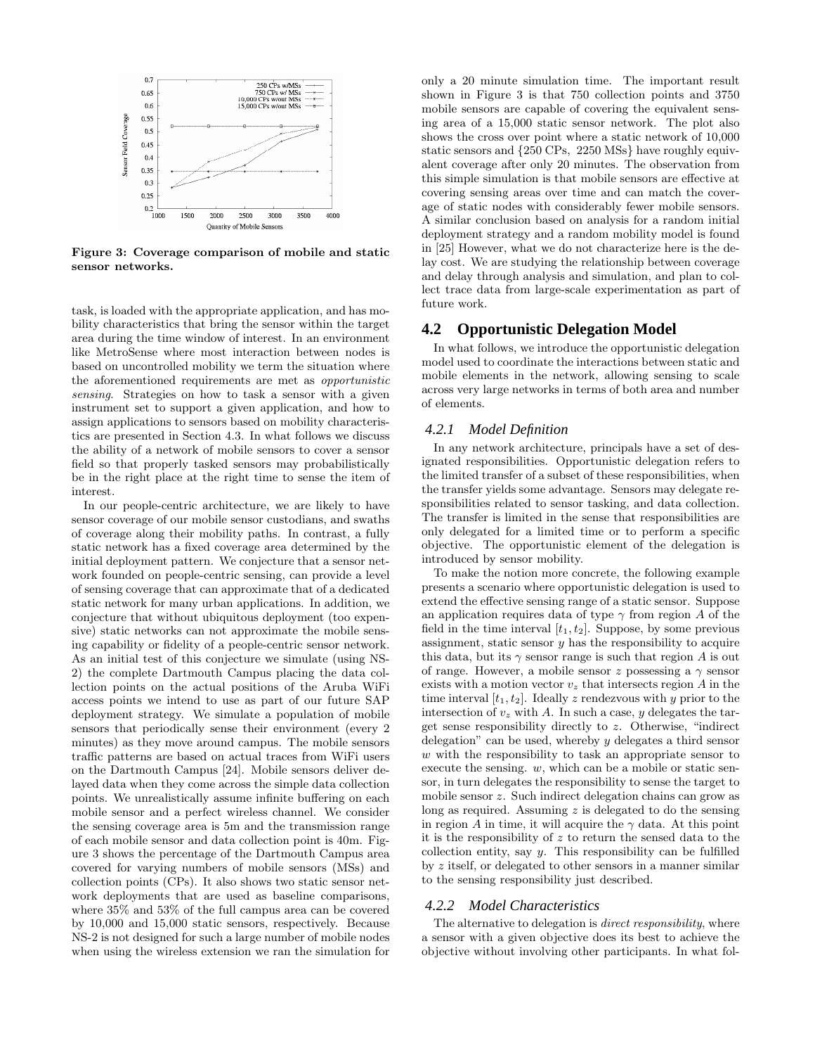Figure 3: Coverage comparison of mobile and static sensor networks.

task, is loaded with the appropriate application, and has mobility characteristics that bring the sensor within the target area during the time window of interest. In an environment like MetroSense where most interaction between nodes is based on uncontrolled mobility we term the situation where the aforementioned requirements are met as *opportunistic sensing*. Strategies on how to task a sensor with a given instrument set to support a given application, and how to assign applications to sensors based on mobility characteristics are presented in Section 4.3. In what follows we discuss the ability of a network of mobile sensors to cover a sensor field so that properly tasked sensors may probabilistically be in the right place at the right time to sense the item of interest.

In our people-centric architecture, we are likely to have sensor coverage of our mobile sensor custodians, and swaths of coverage along their mobility paths. In contrast, a fully static network has a fixed coverage area determined by the initial deployment pattern. We conjecture that a sensor network founded on people-centric sensing, can provide a level of sensing coverage that can approximate that of a dedicated static network for many urban applications. In addition, we conjecture that without ubiquitous deployment (too expensive) static networks can not approximate the mobile sensing capability or fidelity of a people-centric sensor network. As an initial test of this conjecture we simulate (using NS-2) the complete Dartmouth Campus placing the data collection points on the actual positions of the Aruba WiFi access points we intend to use as part of our future SAP deployment strategy. We simulate a population of mobile sensors that periodically sense their environment (every 2 minutes) as they move around campus. The mobile sensors traffic patterns are based on actual traces from WiFi users on the Dartmouth Campus [24]. Mobile sensors deliver delayed data when they come across the simple data collection points. We unrealistically assume infinite buffering on each mobile sensor and a perfect wireless channel. We consider the sensing coverage area is 5m and the transmission range of each mobile sensor and data collection point is 40m. Figure 3 shows the percentage of the Dartmouth Campus area covered for varying numbers of mobile sensors (MSs) and collection points (CPs). It also shows two static sensor network deployments that are used as baseline comparisons, where 35% and 53% of the full campus area can be covered by 10,000 and 15,000 static sensors, respectively. Because NS-2 is not designed for such a large number of mobile nodes when using the wireless extension we ran the simulation for only a 20 minute simulation time. The important result shown in Figure 3 is that 750 collection points and 3750 mobile sensors are capable of covering the equivalent sensing area of a 15,000 static sensor network. The plot also shows the cross over point where a static network of 10,000 static sensors and {250 CPs, 2250 MSs} have roughly equivalent coverage after only 20 minutes. The observation from this simple simulation is that mobile sensors are effective at covering sensing areas over time and can match the coverage of static nodes with considerably fewer mobile sensors. A similar conclusion based on analysis for a random initial deployment strategy and a random mobility model is found in [25] However, what we do not characterize here is the delay cost. We are studying the relationship between coverage and delay through analysis and simulation, and plan to collect trace data from large-scale experimentation as part of future work.

## 4.2 Opportunistic Delegation Model

In what follows, we introduce the opportunistic delegation model used to coordinate the interactions between static and mobile elements in the network, allowing sensing to scale across very large networks in terms of both area and number of elements.

### 4.2.1 Model Definition

In any network architecture, principals have a set of designated responsibilities. Opportunistic delegation refers to the limited transfer of a subset of these responsibilities, when the transfer yields some advantage. Sensors may delegate responsibilities related to sensor tasking, and data collection. The transfer is limited in the sense that responsibilities are only delegated for a limited time or to perform a specific objective. The opportunistic element of the delegation is introduced by sensor mobility.

To make the notion more concrete, the following example presents a scenario where opportunistic delegation is used to extend the effective sensing range of a static sensor. Suppose an application requires data of type $\gamma$ from region $A$ of the field in the time interval $[t_1, t_2]$. Suppose, by some previous assignment, static sensor $y$ has the responsibility to acquire this data, but its $\gamma$ sensor range is such that region $A$ is out of range. However, a mobile sensor $z$ possessing a $\gamma$ sensor exists with a motion vector $v_z$ that intersects region $A$ in the time interval $[t_1, t_2]$. Ideally $z$ rendezvous with $y$ prior to the intersection of $v_z$ with $A$. In such a case, $y$ delegates the target sense responsibility directly to $z$. Otherwise, "indirect delegation" can be used, whereby $y$ delegates a third sensor $w$ with the responsibility to task an appropriate sensor to execute the sensing. $w$, which can be a mobile or static sensor, in turn delegates the responsibility to sense the target to mobile sensor $z$. Such indirect delegation chains can grow as long as required. Assuming $z$ is delegated to do the sensing in region $A$ in time, it will acquire the $\gamma$ data. At this point it is the responsibility of $z$ to return the sensed data to the collection entity, say $y$. This responsibility can be fulfilled by $z$ itself, or delegated to other sensors in a manner similar to the sensing responsibility just described.

### 4.2.2 Model Characteristics

The alternative to delegation is *direct responsibility*, where a sensor with a given objective does its best to achieve the objective without involving other participants. In what fol-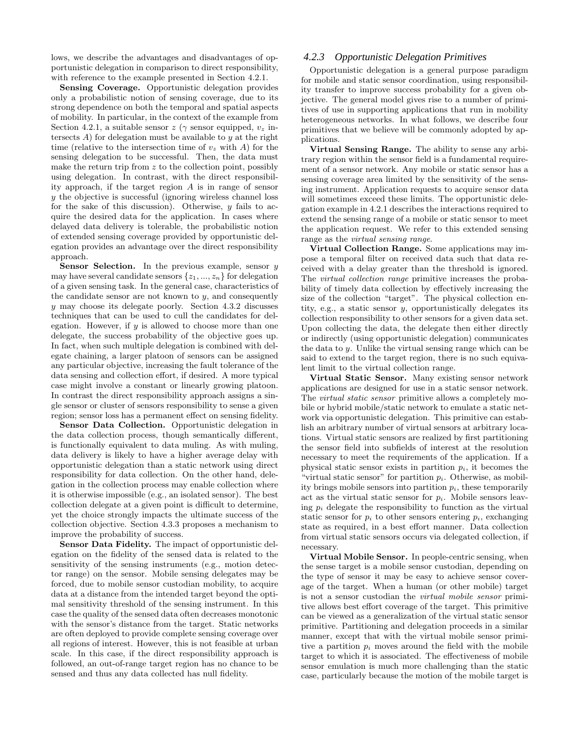lows, we describe the advantages and disadvantages of opportunistic delegation in comparison to direct responsibility, with reference to the example presented in Section 4.2.1.

**Sensing Coverage.** Opportunistic delegation provides only a probabilistic notion of sensing coverage, due to its strong dependence on both the temporal and spatial aspects of mobility. In particular, in the context of the example from Section 4.2.1, a suitable sensor $z$ ($\gamma$ sensor equipped, $v_z$ intersects $A$) for delegation must be available to $y$ at the right time (relative to the intersection time of $v_z$ with $A$) for the sensing delegation to be successful. Then, the data must make the return trip from $z$ to the collection point, possibly using delegation. In contrast, with the direct responsibility approach, if the target region $A$ is in range of sensor $y$ the objective is successful (ignoring wireless channel loss for the sake of this discussion). Otherwise, $y$ fails to acquire the desired data for the application. In cases where delayed data delivery is tolerable, the probabilistic notion of extended sensing coverage provided by opportunistic delegation provides an advantage over the direct responsibility approach.

**Sensor Selection.** In the previous example, sensor $y$ may have several candidate sensors $\{z_1, ..., z_n\}$ for delegation of a given sensing task. In the general case, characteristics of the candidate sensor are not known to $y$, and consequently $y$ may choose its delegate poorly. Section 4.3.2 discusses techniques that can be used to cull the candidates for delegation. However, if $y$ is allowed to choose more than one delegate, the success probability of the objective goes up. In fact, when such multiple delegation is combined with delegate chaining, a larger platoon of sensors can be assigned any particular objective, increasing the fault tolerance of the data sensing and collection effort, if desired. A more typical case might involve a constant or linearly growing platoon. In contrast the direct responsibility approach assigns a single sensor or cluster of sensors responsibility to sense a given region; sensor loss has a permanent effect on sensing fidelity.

**Sensor Data Collection.** Opportunistic delegation in the data collection process, though semantically different, is functionally equivalent to data muling. As with muling, data delivery is likely to have a higher average delay with opportunistic delegation than a static network using direct responsibility for data collection. On the other hand, delegation in the collection process may enable collection where it is otherwise impossible (e.g., an isolated sensor). The best collection delegate at a given point is difficult to determine, yet the choice strongly impacts the ultimate success of the collection objective. Section 4.3.3 proposes a mechanism to improve the probability of success.

**Sensor Data Fidelity.** The impact of opportunistic delegation on the fidelity of the sensed data is related to the sensitivity of the sensing instruments (e.g., motion detector range) on the sensor. Mobile sensing delegates may be forced, due to mobile sensor custodian mobility, to acquire data at a distance from the intended target beyond the optimal sensitivity threshold of the sensing instrument. In this case the quality of the sensed data often decreases monotonic with the sensor's distance from the target. Static networks are often deployed to provide complete sensing coverage over all regions of interest. However, this is not feasible at urban scale. In this case, if the direct responsibility approach is followed, an out-of-range target region has no chance to be sensed and thus any data collected has null fidelity.

### 4.2.3 Opportunistic Delegation Primitives

Opportunistic delegation is a general purpose paradigm for mobile and static sensor coordination, using responsibility transfer to improve success probability for a given objective. The general model gives rise to a number of primitives of use in supporting applications that run in mobility heterogeneous networks. In what follows, we describe four primitives that we believe will be commonly adopted by applications.

**Virtual Sensing Range.** The ability to sense any arbitrary region within the sensor field is a fundamental requirement of a sensor network. Any mobile or static sensor has a sensing coverage area limited by the sensitivity of the sensing instrument. Application requests to acquire sensor data will sometimes exceed these limits. The opportunistic delegation example in 4.2.1 describes the interactions required to extend the sensing range of a mobile or static sensor to meet the application request. We refer to this extended sensing range as the *virtual sensing range*.

**Virtual Collection Range.** Some applications may impose a temporal filter on received data such that data received with a delay greater than the threshold is ignored. The *virtual collection range* primitive increases the probability of timely data collection by effectively increasing the size of the collection "target". The physical collection entity, e.g., a static sensor $y$, opportunistically delegates its collection responsibility to other sensors for a given data set. Upon collecting the data, the delegate then either directly or indirectly (using opportunistic delegation) communicates the data to $y$. Unlike the virtual sensing range which can be said to extend to the target region, there is no such equivalent limit to the virtual collection range.

**Virtual Static Sensor.** Many existing sensor network applications are designed for use in a static sensor network. The *virtual static sensor* primitive allows a completely mobile or hybrid mobile/static network to emulate a static network via opportunistic delegation. This primitive can establish an arbitrary number of virtual sensors at arbitrary locations. Virtual static sensors are realized by first partitioning the sensor field into subfields of interest at the resolution necessary to meet the requirements of the application. If a physical static sensor exists in partition $p_i$, it becomes the "virtual static sensor" for partition $p_i$. Otherwise, as mobility brings mobile sensors into partition $p_i$, these temporarily act as the virtual static sensor for $p_i$. Mobile sensors leaving $p_i$ delegate the responsibility to function as the virtual static sensor for $p_i$ to other sensors entering $p_i$, exchanging state as required, in a best effort manner. Data collection from virtual static sensors occurs via delegated collection, if necessary.

**Virtual Mobile Sensor.** In people-centric sensing, when the sense target is a mobile sensor custodian, depending on the type of sensor it may be easy to achieve sensor coverage of the target. When a human (or other mobile) target is not a sensor custodian the *virtual mobile sensor* primitive allows best effort coverage of the target. This primitive can be viewed as a generalization of the virtual static sensor primitive. Partitioning and delegation proceeds in a similar manner, except that with the virtual mobile sensor primitive a partition $p_i$ moves around the field with the mobile target to which it is associated. The effectiveness of mobile sensor emulation is much more challenging than the static case, particularly because the motion of the mobile target is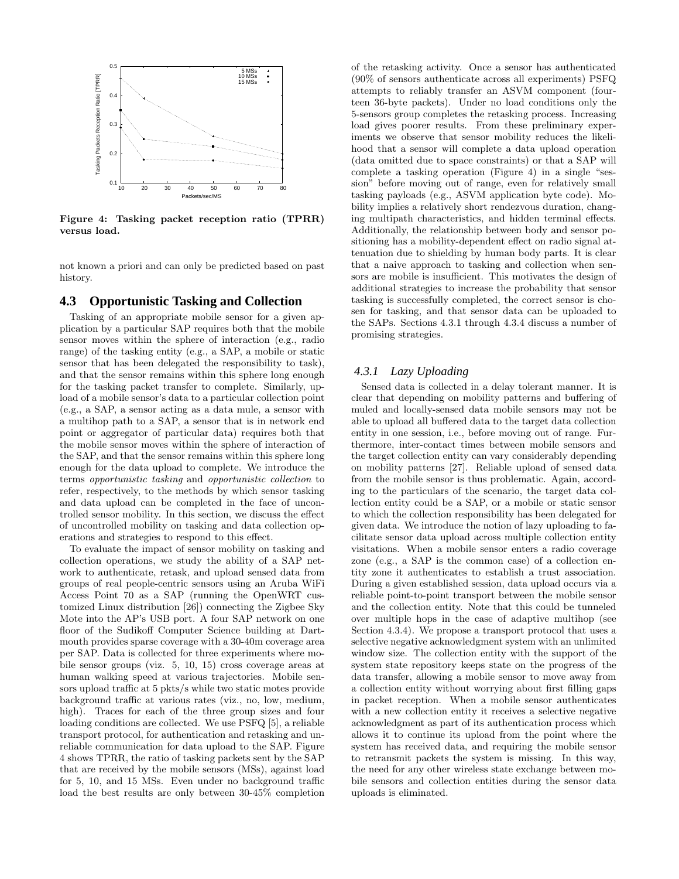Figure 4: Tasking packet reception ratio (TPRR) versus load.

not known a priori and can only be predicted based on past history.

### 4.3 Opportunistic Tasking and Collection

Tasking of an appropriate mobile sensor for a given application by a particular SAP requires both that the mobile sensor moves within the sphere of interaction (e.g., radio range) of the tasking entity (e.g., a SAP, a mobile or static sensor that has been delegated the responsibility to task), and that the sensor remains within this sphere long enough for the tasking packet transfer to complete. Similarly, upload of a mobile sensor's data to a particular collection point (e.g., a SAP, a sensor acting as a data mule, a sensor with a multihop path to a SAP, a sensor that is in network end point or aggregator of particular data) requires both that the mobile sensor moves within the sphere of interaction of the SAP, and that the sensor remains within this sphere long enough for the data upload to complete. We introduce the terms *opportunistic tasking* and *opportunistic collection* to refer, respectively, to the methods by which sensor tasking and data upload can be completed in the face of uncontrolled sensor mobility. In this section, we discuss the effect of uncontrolled mobility on tasking and data collection operations and strategies to respond to this effect.

To evaluate the impact of sensor mobility on tasking and collection operations, we study the ability of a SAP network to authenticate, retask, and upload sensed data from groups of real people-centric sensors using an Aruba WiFi Access Point 70 as a SAP (running the OpenWRT customized Linux distribution [26]) connecting the Zigbee Sky Mote into the AP's USB port. A four SAP network on one floor of the Sudikoff Computer Science building at Dartmouth provides sparse coverage with a 30-40m coverage area per SAP. Data is collected for three experiments where mobile sensor groups (viz. 5, 10, 15) cross coverage areas at human walking speed at various trajectories. Mobile sensors upload traffic at 5 pkts/s while two static motes provide background traffic at various rates (viz., no, low, medium, high). Traces for each of the three group sizes and four loading conditions are collected. We use PSFQ [5], a reliable transport protocol, for authentication and retasking and unreliable communication for data upload to the SAP. Figure 4 shows TPRR, the ratio of tasking packets sent by the SAP that are received by the mobile sensors (MSs), against load for 5, 10, and 15 MSs. Even under no background traffic load the best results are only between 30-45% completion of the retasking activity. Once a sensor has authenticated (90% of sensors authenticate across all experiments) PSFQ attempts to reliably transfer an ASVM component (fourteen 36-byte packets). Under no load conditions only the 5-sensors group completes the retasking process. Increasing load gives poorer results. From these preliminary experiments we observe that sensor mobility reduces the likelihood that a sensor will complete a data upload operation (data omitted due to space constraints) or that a SAP will complete a tasking operation (Figure 4) in a single "session" before moving out of range, even for relatively small tasking payloads (e.g., ASVM application byte code). Mobility implies a relatively short rendezvous duration, changing multipath characteristics, and hidden terminal effects. Additionally, the relationship between body and sensor positioning has a mobility-dependent effect on radio signal attenuation due to shielding by human body parts. It is clear that a naive approach to tasking and collection when sensors are mobile is insufficient. This motivates the design of additional strategies to increase the probability that sensor tasking is successfully completed, the correct sensor is chosen for tasking, and that sensor data can be uploaded to the SAPs. Sections 4.3.1 through 4.3.4 discuss a number of promising strategies.

#### 4.3.1 Lazy Uploading

Sensed data is collected in a delay tolerant manner. It is clear that depending on mobility patterns and buffering of muled and locally-sensed data mobile sensors may not be able to upload all buffered data to the target data collection entity in one session, i.e., before moving out of range. Furthermore, inter-contact times between mobile sensors and the target collection entity can vary considerably depending on mobility patterns [27]. Reliable upload of sensed data from the mobile sensor is thus problematic. Again, according to the particulars of the scenario, the target data collection entity could be a SAP, or a mobile or static sensor to which the collection responsibility has been delegated for given data. We introduce the notion of lazy uploading to facilitate sensor data upload across multiple collection entity visitations. When a mobile sensor enters a radio coverage zone (e.g., a SAP is the common case) of a collection entity zone it authenticates to establish a trust association. During a given established session, data upload occurs via a reliable point-to-point transport between the mobile sensor and the collection entity. Note that this could be tunneled over multiple hops in the case of adaptive multihop (see Section 4.3.4). We propose a transport protocol that uses a selective negative acknowledgment system with an unlimited window size. The collection entity with the support of the system state repository keeps state on the progress of the data transfer, allowing a mobile sensor to move away from a collection entity without worrying about first filling gaps in packet reception. When a mobile sensor authenticates with a new collection entity it receives a selective negative acknowledgment as part of its authentication process which allows it to continue its upload from the point where the system has received data, and requiring the mobile sensor to retransmit packets the system is missing. In this way, the need for any other wireless state exchange between mobile sensors and collection entities during the sensor data uploads is eliminated.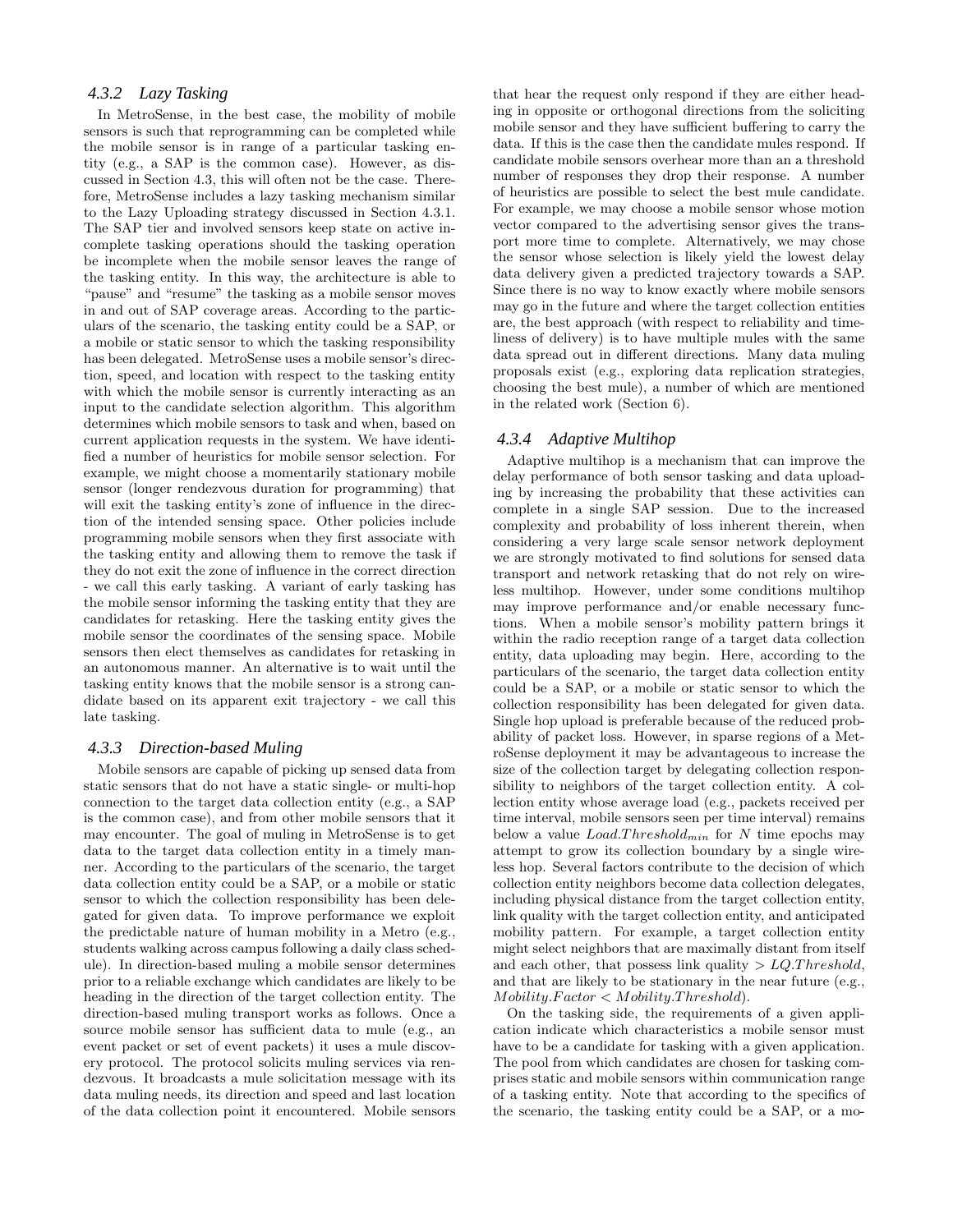### 4.3.2 Lazy Tasking

In MetroSense, in the best case, the mobility of mobile sensors is such that reprogramming can be completed while the mobile sensor is in range of a particular tasking entity (e.g., a SAP is the common case). However, as discussed in Section 4.3, this will often not be the case. Therefore, MetroSense includes a lazy tasking mechanism similar to the Lazy Uploading strategy discussed in Section 4.3.1. The SAP tier and involved sensors keep state on active incomplete tasking operations should the tasking operation be incomplete when the mobile sensor leaves the range of the tasking entity. In this way, the architecture is able to "pause" and "resume" the tasking as a mobile sensor moves in and out of SAP coverage areas. According to the particulars of the scenario, the tasking entity could be a SAP, or a mobile or static sensor to which the tasking responsibility has been delegated. MetroSense uses a mobile sensor's direction, speed, and location with respect to the tasking entity with which the mobile sensor is currently interacting as an input to the candidate selection algorithm. This algorithm determines which mobile sensors to task and when, based on current application requests in the system. We have identified a number of heuristics for mobile sensor selection. For example, we might choose a momentarily stationary mobile sensor (longer rendezvous duration for programming) that will exit the tasking entity's zone of influence in the direction of the intended sensing space. Other policies include programming mobile sensors when they first associate with the tasking entity and allowing them to remove the task if they do not exit the zone of influence in the correct direction - we call this early tasking. A variant of early tasking has the mobile sensor informing the tasking entity that they are candidates for retasking. Here the tasking entity gives the mobile sensor the coordinates of the sensing space. Mobile sensors then elect themselves as candidates for retasking in an autonomous manner. An alternative is to wait until the tasking entity knows that the mobile sensor is a strong candidate based on its apparent exit trajectory - we call this late tasking.

### 4.3.3 Direction-based Muling

Mobile sensors are capable of picking up sensed data from static sensors that do not have a static single- or multi-hop connection to the target data collection entity (e.g., a SAP is the common case), and from other mobile sensors that it may encounter. The goal of muling in MetroSense is to get data to the target data collection entity in a timely manner. According to the particulars of the scenario, the target data collection entity could be a SAP, or a mobile or static sensor to which the collection responsibility has been delegated for given data. To improve performance we exploit the predictable nature of human mobility in a Metro (e.g., students walking across campus following a daily class schedule). In direction-based muling a mobile sensor determines prior to a reliable exchange which candidates are likely to be heading in the direction of the target collection entity. The direction-based muling transport works as follows. Once a source mobile sensor has sufficient data to mule (e.g., an event packet or set of event packets) it uses a mule discovery protocol. The protocol solicits muling services via rendezvous. It broadcasts a mule solicitation message with its data muling needs, its direction and speed and last location of the data collection point it encountered. Mobile sensors that hear the request only respond if they are either heading in opposite or orthogonal directions from the soliciting mobile sensor and they have sufficient buffering to carry the data. If this is the case then the candidate mules respond. If candidate mobile sensors overhear more than an a threshold number of responses they drop their response. A number of heuristics are possible to select the best mule candidate. For example, we may choose a mobile sensor whose motion vector compared to the advertising sensor gives the transport more time to complete. Alternatively, we may chose the sensor whose selection is likely yield the lowest delay data delivery given a predicted trajectory towards a SAP. Since there is no way to know exactly where mobile sensors may go in the future and where the target collection entities are, the best approach (with respect to reliability and timeliness of delivery) is to have multiple mules with the same data spread out in different directions. Many data muling proposals exist (e.g., exploring data replication strategies, choosing the best mule), a number of which are mentioned in the related work (Section 6).

### 4.3.4 Adaptive Multihop

Adaptive multihop is a mechanism that can improve the delay performance of both sensor tasking and data uploading by increasing the probability that these activities can complete in a single SAP session. Due to the increased complexity and probability of loss inherent therein, when considering a very large scale sensor network deployment we are strongly motivated to find solutions for sensed data transport and network retasking that do not rely on wireless multihop. However, under some conditions multihop may improve performance and/or enable necessary functions. When a mobile sensor's mobility pattern brings it within the radio reception range of a target data collection entity, data uploading may begin. Here, according to the particulars of the scenario, the target data collection entity could be a SAP, or a mobile or static sensor to which the collection responsibility has been delegated for given data. Single hop upload is preferable because of the reduced probability of packet loss. However, in sparse regions of a MetroSense deployment it may be advantageous to increase the size of the collection target by delegating collection responsibility to neighbors of the target collection entity. A collection entity whose average load (e.g., packets received per time interval, mobile sensors seen per time interval) remains below a value $Load.Threshold_{min}$ for $N$ time epochs may attempt to grow its collection boundary by a single wireless hop. Several factors contribute to the decision of which collection entity neighbors become data collection delegates, including physical distance from the target collection entity, link quality with the target collection entity, and anticipated mobility pattern. For example, a target collection entity might select neighbors that are maximally distant from itself and each other, that possess link quality $> LQ.Threshold$, and that are likely to be stationary in the near future (e.g., $Mobility.Factor < Mobility.Threshold$).

On the tasking side, the requirements of a given application indicate which characteristics a mobile sensor must have to be a candidate for tasking with a given application. The pool from which candidates are chosen for tasking comprises static and mobile sensors within communication range of a tasking entity. Note that according to the specifics of the scenario, the tasking entity could be a SAP, or a mo-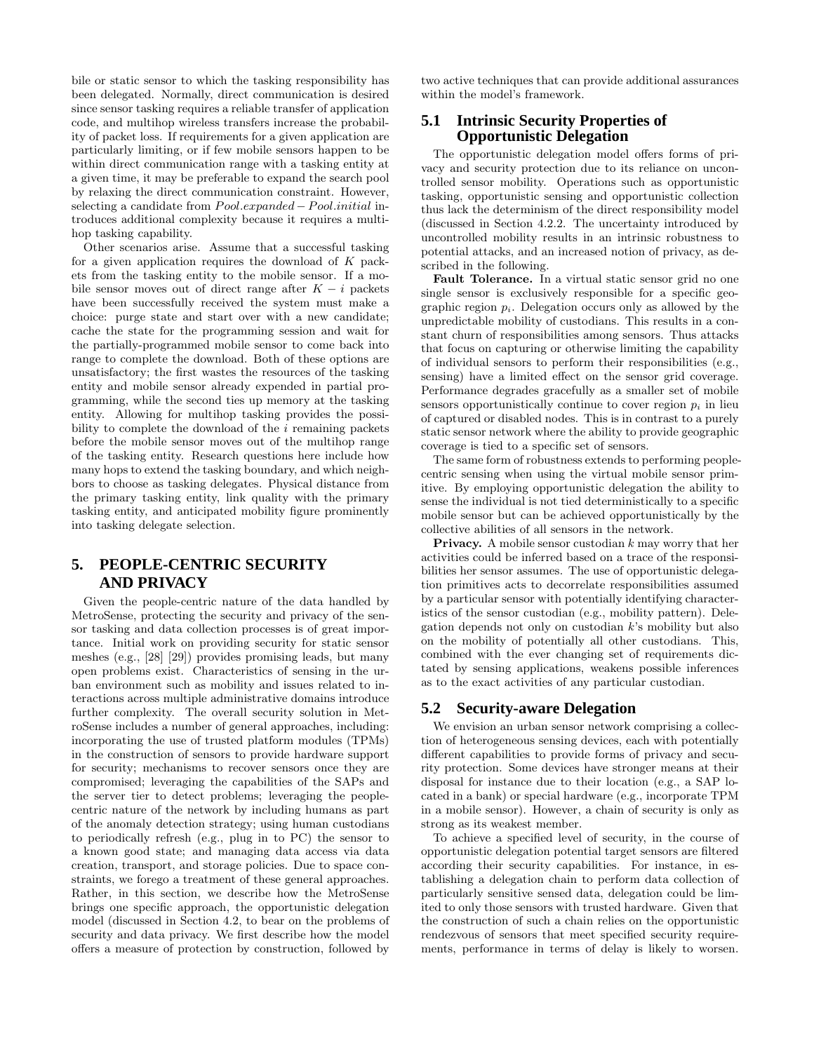bile or static sensor to which the tasking responsibility has been delegated. Normally, direct communication is desired since sensor tasking requires a reliable transfer of application code, and multihop wireless transfers increase the probability of packet loss. If requirements for a given application are particularly limiting, or if few mobile sensors happen to be within direct communication range with a tasking entity at a given time, it may be preferable to expand the search pool by relaxing the direct communication constraint. However, selecting a candidate from $Pool.expanded - Pool.initial$ introduces additional complexity because it requires a multihop tasking capability.

Other scenarios arise. Assume that a successful tasking for a given application requires the download of $K$ packets from the tasking entity to the mobile sensor. If a mobile sensor moves out of direct range after $K - i$ packets have been successfully received the system must make a choice: purge state and start over with a new candidate; cache the state for the programming session and wait for the partially-programmed mobile sensor to come back into range to complete the download. Both of these options are unsatisfactory; the first wastes the resources of the tasking entity and mobile sensor already expended in partial programming, while the second ties up memory at the tasking entity. Allowing for multihop tasking provides the possibility to complete the download of the $i$ remaining packets before the mobile sensor moves out of the multihop range of the tasking entity. Research questions here include how many hops to extend the tasking boundary, and which neighbors to choose as tasking delegates. Physical distance from the primary tasking entity, link quality with the primary tasking entity, and anticipated mobility figure prominently into tasking delegate selection.

# 5. PEOPLE-CENTRIC SECURITY AND PRIVACY

Given the people-centric nature of the data handled by MetroSense, protecting the security and privacy of the sensor tasking and data collection processes is of great importance. Initial work on providing security for static sensor meshes (e.g., [28] [29]) provides promising leads, but many open problems exist. Characteristics of sensing in the urban environment such as mobility and issues related to interactions across multiple administrative domains introduce further complexity. The overall security solution in MetroSense includes a number of general approaches, including: incorporating the use of trusted platform modules (TPMs) in the construction of sensors to provide hardware support for security; mechanisms to recover sensors once they are compromised; leveraging the capabilities of the SAPs and the server tier to detect problems; leveraging the people-centric nature of the network by including humans as part of the anomaly detection strategy; using human custodians to periodically refresh (e.g., plug in to PC) the sensor to a known good state; and managing data access via data creation, transport, and storage policies. Due to space constraints, we forego a treatment of these general approaches. Rather, in this section, we describe how the MetroSense brings one specific approach, the opportunistic delegation model (discussed in Section 4.2, to bear on the problems of security and data privacy. We first describe how the model offers a measure of protection by construction, followed by two active techniques that can provide additional assurances within the model's framework.

## 5.1 Intrinsic Security Properties of Opportunistic Delegation

The opportunistic delegation model offers forms of privacy and security protection due to its reliance on uncontrolled sensor mobility. Operations such as opportunistic tasking, opportunistic sensing and opportunistic collection thus lack the determinism of the direct responsibility model (discussed in Section 4.2.2. The uncertainty introduced by uncontrolled mobility results in an intrinsic robustness to potential attacks, and an increased notion of privacy, as described in the following.

**Fault Tolerance.** In a virtual static sensor grid no one single sensor is exclusively responsible for a specific geographic region $p_i$. Delegation occurs only as allowed by the unpredictable mobility of custodians. This results in a constant churn of responsibilities among sensors. Thus attacks that focus on capturing or otherwise limiting the capability of individual sensors to perform their responsibilities (e.g., sensing) have a limited effect on the sensor grid coverage. Performance degrades gracefully as a smaller set of mobile sensors opportunistically continue to cover region $p_i$ in lieu of captured or disabled nodes. This is in contrast to a purely static sensor network where the ability to provide geographic coverage is tied to a specific set of sensors.

The same form of robustness extends to performing people-centric sensing when using the virtual mobile sensor primitive. By employing opportunistic delegation the ability to sense the individual is not tied deterministically to a specific mobile sensor but can be achieved opportunistically by the collective abilities of all sensors in the network.

**Privacy.** A mobile sensor custodian $k$ may worry that her activities could be inferred based on a trace of the responsibilities her sensor assumes. The use of opportunistic delegation primitives acts to decorrelate responsibilities assumed by a particular sensor with potentially identifying characteristics of the sensor custodian (e.g., mobility pattern). Delegation depends not only on custodian $k$'s mobility but also on the mobility of potentially all other custodians. This, combined with the ever changing set of requirements dictated by sensing applications, weakens possible inferences as to the exact activities of any particular custodian.

## 5.2 Security-aware Delegation

We envision an urban sensor network comprising a collection of heterogeneous sensing devices, each with potentially different capabilities to provide forms of privacy and security protection. Some devices have stronger means at their disposal for instance due to their location (e.g., a SAP located in a bank) or special hardware (e.g., incorporate TPM in a mobile sensor). However, a chain of security is only as strong as its weakest member.

To achieve a specified level of security, in the course of opportunistic delegation potential target sensors are filtered according their security capabilities. For instance, in establishing a delegation chain to perform data collection of particularly sensitive sensed data, delegation could be limited to only those sensors with trusted hardware. Given that the construction of such a chain relies on the opportunistic rendezvous of sensors that meet specified security requirements, performance in terms of delay is likely to worsen.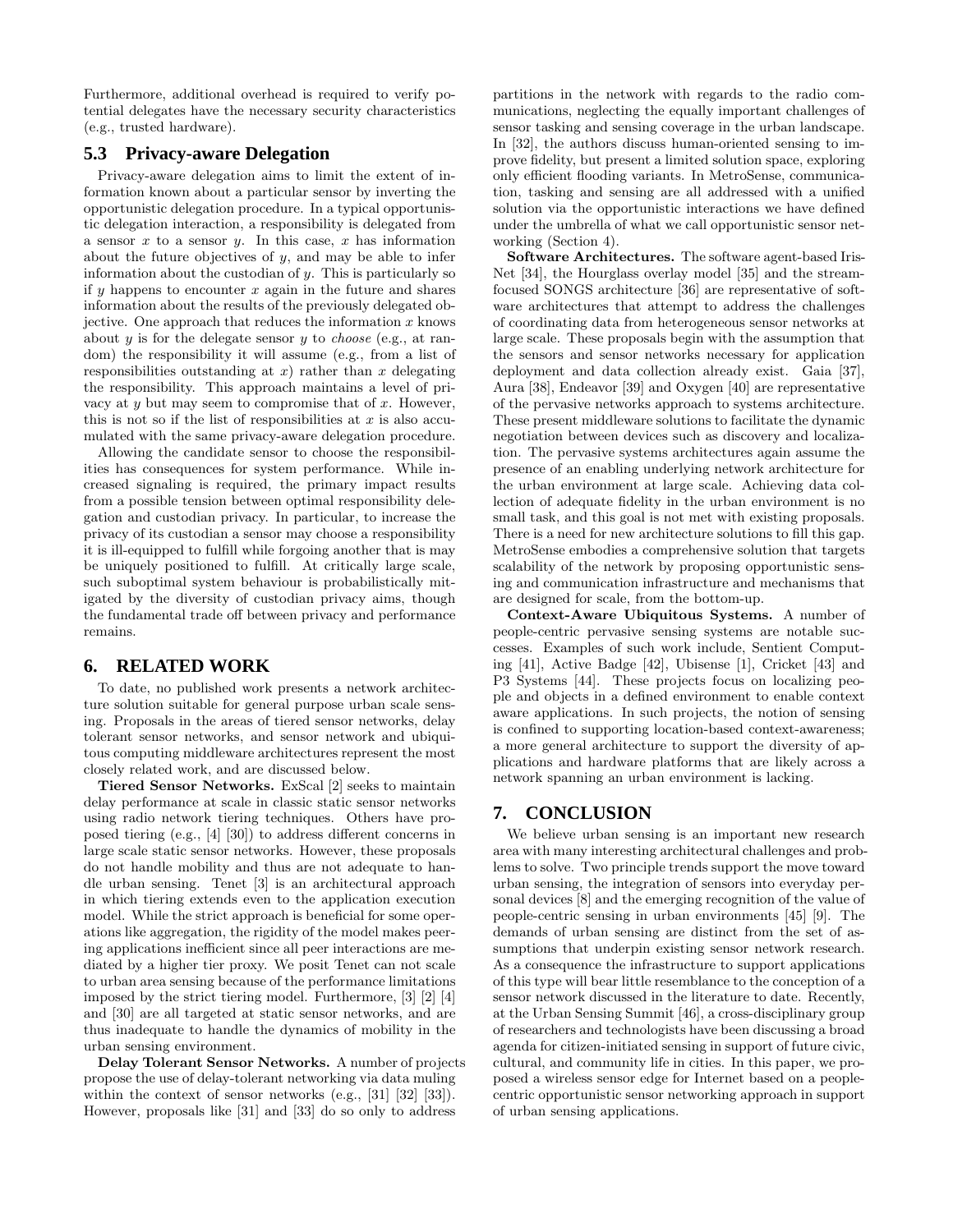Furthermore, additional overhead is required to verify potential delegates have the necessary security characteristics (e.g., trusted hardware).

## 5.3 Privacy-aware Delegation

Privacy-aware delegation aims to limit the extent of information known about a particular sensor by inverting the opportunistic delegation procedure. In a typical opportunistic delegation interaction, a responsibility is delegated from a sensor $x$ to a sensor $y$. In this case, $x$ has information about the future objectives of $y$, and may be able to infer information about the custodian of $y$. This is particularly so if $y$ happens to encounter $x$ again in the future and shares information about the results of the previously delegated objective. One approach that reduces the information $x$ knows about $y$ is for the delegate sensor $y$ to *choose* (e.g., at random) the responsibility it will assume (e.g., from a list of responsibilities outstanding at $x$) rather than $x$ delegating the responsibility. This approach maintains a level of privacy at $y$ but may seem to compromise that of $x$. However, this is not so if the list of responsibilities at $x$ is also accumulated with the same privacy-aware delegation procedure.

Allowing the candidate sensor to choose the responsibilities has consequences for system performance. While increased signaling is required, the primary impact results from a possible tension between optimal responsibility delegation and custodian privacy. In particular, to increase the privacy of its custodian a sensor may choose a responsibility it is ill-equipped to fulfill while forgoing another that is may be uniquely positioned to fulfill. At critically large scale, such suboptimal system behaviour is probabilistically mitigated by the diversity of custodian privacy aims, though the fundamental trade off between privacy and performance remains.

# 6. RELATED WORK

To date, no published work presents a network architecture solution suitable for general purpose urban scale sensing. Proposals in the areas of tiered sensor networks, delay tolerant sensor networks, and sensor network and ubiquitous computing middleware architectures represent the most closely related work, and are discussed below.

**Tiered Sensor Networks.** ExScal [2] seeks to maintain delay performance at scale in classic static sensor networks using radio network tiering techniques. Others have proposed tiering (e.g., [4] [30]) to address different concerns in large scale static sensor networks. However, these proposals do not handle mobility and thus are not adequate to handle urban sensing. Tenet [3] is an architectural approach in which tiering extends even to the application execution model. While the strict approach is beneficial for some operations like aggregation, the rigidity of the model makes peering applications inefficient since all peer interactions are mediated by a higher tier proxy. We posit Tenet can not scale to urban area sensing because of the performance limitations imposed by the strict tiering model. Furthermore, [3] [2] [4] and [30] are all targeted at static sensor networks, and are thus inadequate to handle the dynamics of mobility in the urban sensing environment.

**Delay Tolerant Sensor Networks.** A number of projects propose the use of delay-tolerant networking via data muling within the context of sensor networks (e.g., [31] [32] [33]). However, proposals like [31] and [33] do so only to address partitions in the network with regards to the radio communications, neglecting the equally important challenges of sensor tasking and sensing coverage in the urban landscape. In [32], the authors discuss human-oriented sensing to improve fidelity, but present a limited solution space, exploring only efficient flooding variants. In MetroSense, communication, tasking and sensing are all addressed with a unified solution via the opportunistic interactions we have defined under the umbrella of what we call opportunistic sensor networking (Section 4).

**Software Architectures.** The software agent-based IrisNet [34], the Hourglass overlay model [35] and the stream-focused SONGS architecture [36] are representative of software architectures that attempt to address the challenges of coordinating data from heterogeneous sensor networks at large scale. These proposals begin with the assumption that the sensors and sensor networks necessary for application deployment and data collection already exist. Gaia [37], Aura [38], Endeavor [39] and Oxygen [40] are representative of the pervasive networks approach to systems architecture. These present middleware solutions to facilitate the dynamic negotiation between devices such as discovery and localization. The pervasive systems architectures again assume the presence of an enabling underlying network architecture for the urban environment at large scale. Achieving data collection of adequate fidelity in the urban environment is no small task, and this goal is not met with existing proposals. There is a need for new architecture solutions to fill this gap. MetroSense embodies a comprehensive solution that targets scalability of the network by proposing opportunistic sensing and communication infrastructure and mechanisms that are designed for scale, from the bottom-up.

**Context-Aware Ubiquitous Systems.** A number of people-centric pervasive sensing systems are notable successes. Examples of such work include, Sentient Computing [41], Active Badge [42], Ubisense [1], Cricket [43] and P3 Systems [44]. These projects focus on localizing people and objects in a defined environment to enable context aware applications. In such projects, the notion of sensing is confined to supporting location-based context-awareness; a more general architecture to support the diversity of applications and hardware platforms that are likely across a network spanning an urban environment is lacking.

# 7. CONCLUSION

We believe urban sensing is an important new research area with many interesting architectural challenges and problems to solve. Two principle trends support the move toward urban sensing, the integration of sensors into everyday personal devices [8] and the emerging recognition of the value of people-centric sensing in urban environments [45] [9]. The demands of urban sensing are distinct from the set of assumptions that underpin existing sensor network research. As a consequence the infrastructure to support applications of this type will bear little resemblance to the conception of a sensor network discussed in the literature to date. Recently, at the Urban Sensing Summit [46], a cross-disciplinary group of researchers and technologists have been discussing a broad agenda for citizen-initiated sensing in support of future civic, cultural, and community life in cities. In this paper, we proposed a wireless sensor edge for Internet based on a people-centric opportunistic sensor networking approach in support of urban sensing applications.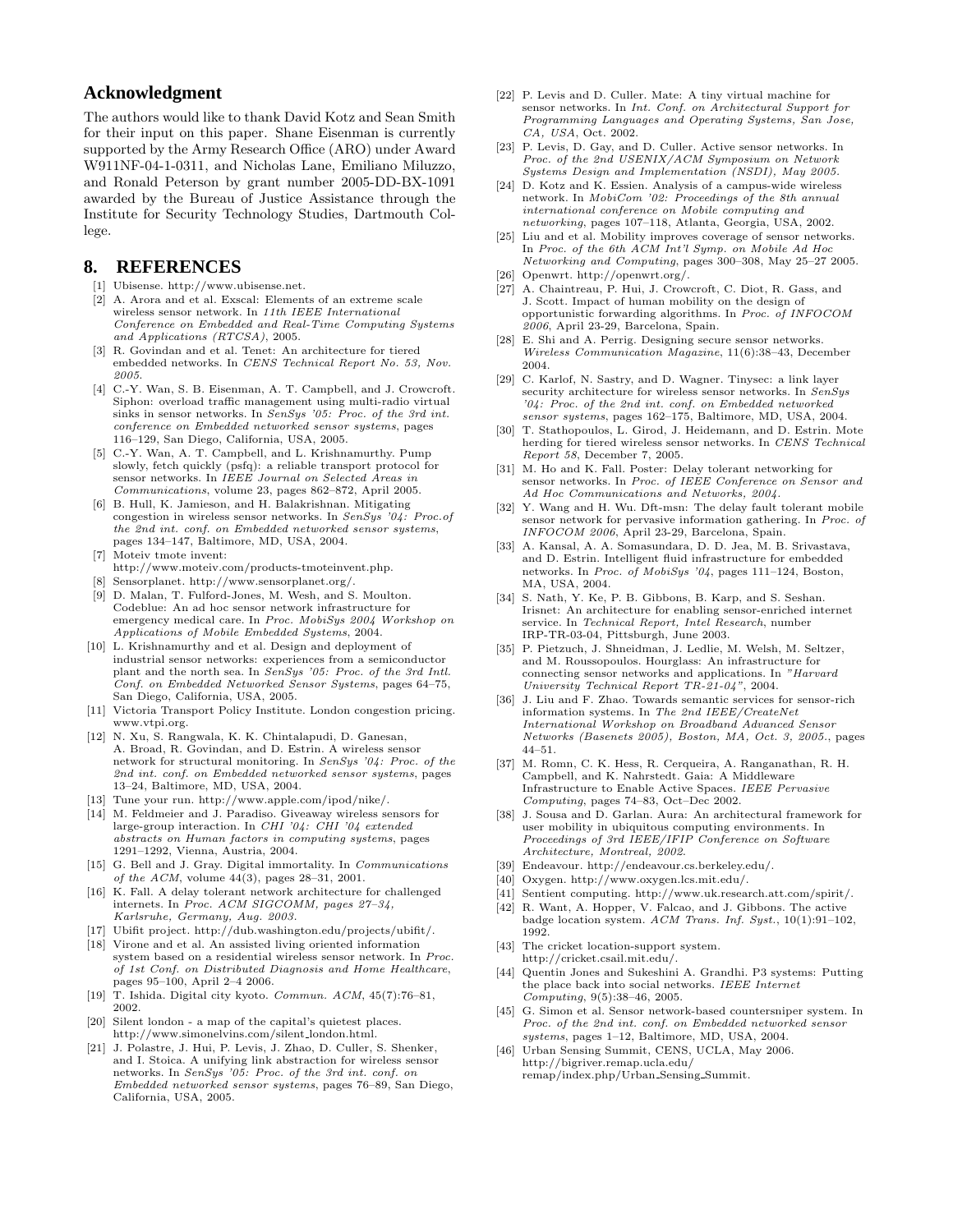## Acknowledgment

The authors would like to thank David Kotz and Sean Smith for their input on this paper. Shane Eisenman is currently supported by the Army Research Office (ARO) under Award W911NF-04-1-0311, and Nicholas Lane, Emiliano Miluzzo, and Ronald Peterson by grant number 2005-DD-BX-1091 awarded by the Bureau of Justice Assistance through the Institute for Security Technology Studies, Dartmouth College.

## 8. REFERENCES

[1] Ubisense. http://www.ubisense.net.

[2] A. Arora and et al. Exscal: Elements of an extreme scale wireless sensor network. In *11th IEEE International Conference on Embedded and Real-Time Computing Systems and Applications (RTCSA)*, 2005.

[3] R. Govindan and et al. Tenet: An architecture for tiered embedded networks. In *CENS Technical Report No. 53, Nov. 2005*.

[4] C.-Y. Wan, S. B. Eisenman, A. T. Campbell, and J. Crowcroft. Siphon: overload traffic management using multi-radio virtual sinks in sensor networks. In *SenSys '05: Proc. of the 3rd int. conference on Embedded networked sensor systems*, pages 116–129, San Diego, California, USA, 2005.

[5] C.-Y. Wan, A. T. Campbell, and L. Krishnamurthy. Pump slowly, fetch quickly (psfq): a reliable transport protocol for sensor networks. In *IEEE Journal on Selected Areas in Communications*, volume 23, pages 862–872, April 2005.

[6] B. Hull, K. Jamieson, and H. Balakrishnan. Mitigating congestion in wireless sensor networks. In *SenSys '04: Proc.of the 2nd int. conf. on Embedded networked sensor systems*, pages 134–147, Baltimore, MD, USA, 2004.

[7] Moteiv tmote invent: http://www.moteiv.com/products-tmoteinvent.php.

[8] Sensorplanet. http://www.sensorplanet.org/.

[9] D. Malan, T. Fulford-Jones, M. Wesh, and S. Moulton. Codeblue: An ad hoc sensor network infrastructure for emergency medical care. In *Proc. MobiSys 2004 Workshop on Applications of Mobile Embedded Systems*, 2004.

[10] L. Krishnamurthy and et al. Design and deployment of industrial sensor networks: experiences from a semiconductor plant and the north sea. In *SenSys '05: Proc. of the 3rd Intl. Conf. on Embedded Networked Sensor Systems*, pages 64–75, San Diego, California, USA, 2005.

[11] Victoria Transport Policy Institute. London congestion pricing. www.vtpi.org.

[12] N. Xu, S. Rangwala, K. K. Chintalapudi, D. Ganesan, A. Broad, R. Govindan, and D. Estrin. A wireless sensor network for structural monitoring. In *SenSys '04: Proc. of the 2nd int. conf. on Embedded networked sensor systems*, pages 13–24, Baltimore, MD, USA, 2004.

[13] Tune your run. http://www.apple.com/ipod/nike/.

[14] M. Feldmeier and J. Paradiso. Giveaway wireless sensors for large-group interaction. In *CHI '04: CHI '04 extended abstracts on Human factors in computing systems*, pages 1291–1292, Vienna, Austria, 2004.

[15] G. Bell and J. Gray. Digital immortality. In *Communications of the ACM*, volume 44(3), pages 28–31, 2001.

[16] K. Fall. A delay tolerant network architecture for challenged internets. In *Proc. ACM SIGCOMM, pages 27–34, Karlsruhe, Germany, Aug. 2003*.

[17] Ubifit project. http://dub.washington.edu/projects/ubifit/.

[18] Virone and et al. An assisted living oriented information system based on a residential wireless sensor network. In *Proc. of 1st Conf. on Distributed Diagnosis and Home Healthcare*, pages 95–100, April 2–4 2006.

[19] T. Ishida. Digital city kyoto. *Commun. ACM*, 45(7):76–81, 2002.

[20] Silent london - a map of the capital's quietest places. http://www.simonelvins.com/silent_london.html.

[21] J. Polastre, J. Hui, P. Levis, J. Zhao, D. Culler, S. Shenker, and I. Stoica. A unifying link abstraction for wireless sensor networks. In *SenSys '05: Proc. of the 3rd int. conf. on Embedded networked sensor systems*, pages 76–89, San Diego, California, USA, 2005.

[22] P. Levis and D. Culler. Mate: A tiny virtual machine for sensor networks. In *Int. Conf. on Architectural Support for Programming Languages and Operating Systems, San Jose, CA, USA*, Oct. 2002.

[23] P. Levis, D. Gay, and D. Culler. Active sensor networks. In *Proc. of the 2nd USENIX/ACM Symposium on Network Systems Design and Implementation (NSDI), May 2005.*

[24] D. Kotz and K. Essien. Analysis of a campus-wide wireless network. In *MobiCom '02: Proceedings of the 8th annual international conference on Mobile computing and networking*, pages 107–118, Atlanta, Georgia, USA, 2002.

[25] Liu and et al. Mobility improves coverage of sensor networks. In *Proc. of the 6th ACM Int'l Symp. on Mobile Ad Hoc Networking and Computing*, pages 300–308, May 25–27 2005.

[26] Openwrt. http://openwrt.org/.

[27] A. Chaintreau, P. Hui, J. Crowcroft, C. Diot, R. Gass, and J. Scott. Impact of human mobility on the design of opportunistic forwarding algorithms. In *Proc. of INFOCOM 2006*, April 23-29, Barcelona, Spain.

[28] E. Shi and A. Perrig. Designing secure sensor networks. *Wireless Communication Magazine*, 11(6):38–43, December 2004.

[29] C. Karlof, N. Sastry, and D. Wagner. Tinysec: a link layer security architecture for wireless sensor networks. In *SenSys '04: Proc. of the 2nd int. conf. on Embedded networked sensor systems*, pages 162–175, Baltimore, MD, USA, 2004.

[30] T. Stathopoulos, L. Girod, J. Heidemann, and D. Estrin. Mote herding for tiered wireless sensor networks. In *CENS Technical Report 58*, December 7, 2005.

[31] M. Ho and K. Fall. Poster: Delay tolerant networking for sensor networks. In *Proc. of IEEE Conference on Sensor and Ad Hoc Communications and Networks, 2004*.

[32] Y. Wang and H. Wu. Dft-msn: The delay fault tolerant mobile sensor network for pervasive information gathering. In *Proc. of INFOCOM 2006*, April 23-29, Barcelona, Spain.

[33] A. Kansal, A. A. Somasundara, D. D. Jea, M. B. Srivastava, and D. Estrin. Intelligent fluid infrastructure for embedded networks. In *Proc. of MobiSys '04*, pages 111–124, Boston, MA, USA, 2004.

[34] S. Nath, Y. Ke, P. B. Gibbons, B. Karp, and S. Seshan. Irisnet: An architecture for enabling sensor-enriched internet service. In *Technical Report, Intel Research*, number IRP-TR-03-04, Pittsburgh, June 2003.

[35] P. Pietzuch, J. Shneidman, J. Ledlie, M. Welsh, M. Seltzer, and M. Roussopoulos. Hourglass: An infrastructure for connecting sensor networks and applications. In *"Harvard University Technical Report TR-21-04"*, 2004.

[36] J. Liu and F. Zhao. Towards semantic services for sensor-rich information systems. In *The 2nd IEEE/CreateNet International Workshop on Broadband Advanced Sensor Networks (Basenets 2005), Boston, MA, Oct. 3, 2005.*, pages 44–51.

[37] M. Romn, C. K. Hess, R. Cerqueira, A. Ranganathan, R. H. Campbell, and K. Nahrstedt. Gaia: A Middleware Infrastructure to Enable Active Spaces. *IEEE Pervasive Computing*, pages 74–83, Oct–Dec 2002.

[38] J. Sousa and D. Garlan. Aura: An architectural framework for user mobility in ubiquitous computing environments. In *Proceedings of 3rd IEEE/IFIP Conference on Software Architecture, Montreal, 2002.*

[39] Endeavour. http://endeavour.cs.berkeley.edu/.

[40] Oxygen. http://www.oxygen.lcs.mit.edu/.

[41] Sentient computing. http://www.uk.research.att.com/spirit/.

[42] R. Want, A. Hopper, V. Falcao, and J. Gibbons. The active badge location system. *ACM Trans. Inf. Syst.*, 10(1):91–102, 1992.

[43] The cricket location-support system. http://cricket.csail.mit.edu/.

[44] Quentin Jones and Sukeshini A. Grandhi. P3 systems: Putting the place back into social networks. *IEEE Internet Computing*, 9(5):38–46, 2005.

[45] G. Simon et al. Sensor network-based countersniper system. In *Proc. of the 2nd int. conf. on Embedded networked sensor systems*, pages 1–12, Baltimore, MD, USA, 2004.

[46] Urban Sensing Summit, CENS, UCLA, May 2006. http://bigriver.remap.ucla.edu/remap/index.php/Urban_Sensing_Summit.